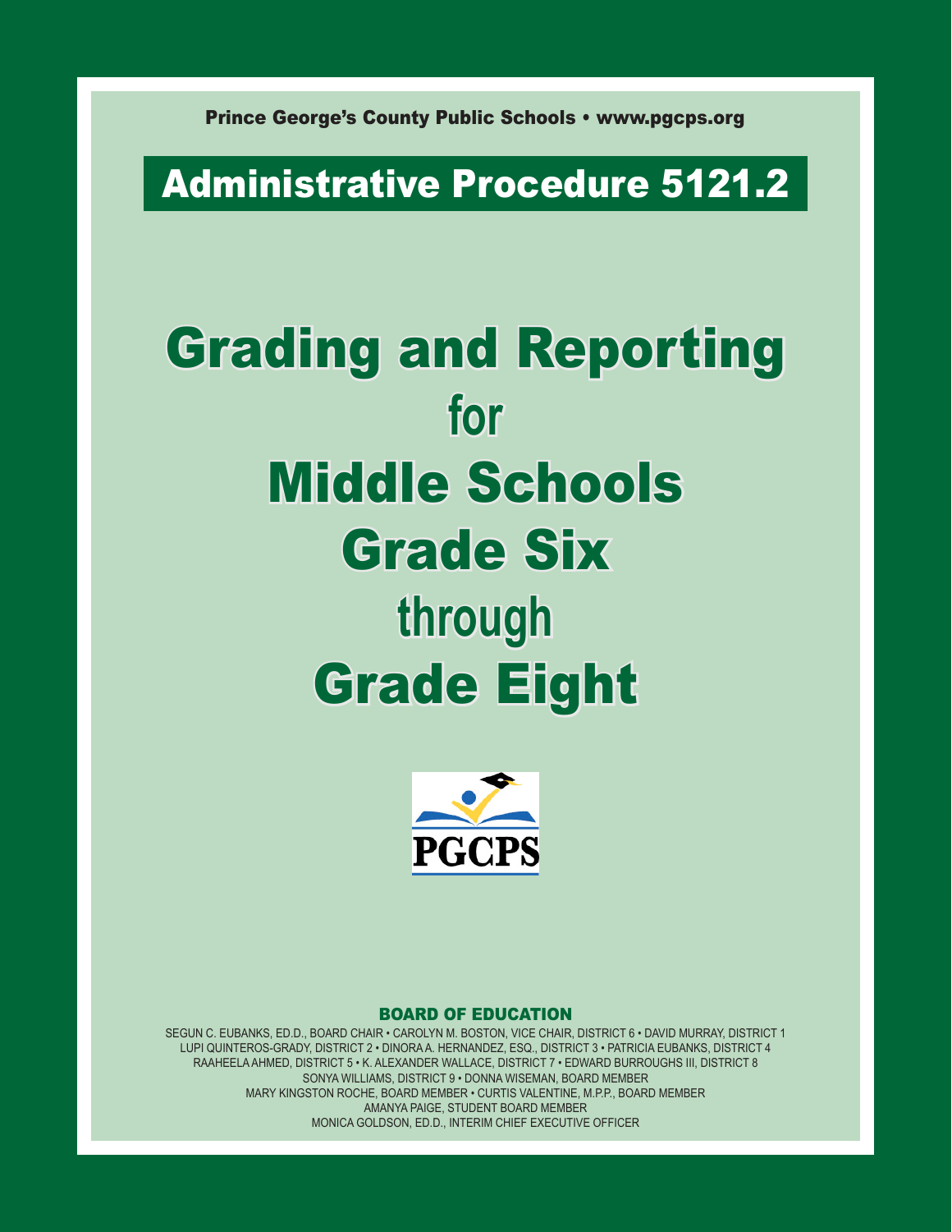Prince George's County Public Schools • www.pgcps.org

## Administrative Procedure 5121.2

# Grading and Reporting for Middle Schools Grade Six through Grade Eight

PGCPS

**BOARD OF EDUCATION**

SEGUN C. EUBANKS, ED.D., BOARD CHAIR • CAROLYN M. BOSTON, VICE CHAIR, DISTRICT 6 • DAVID MURRAY, DISTRICT 1
LUPI QUINTEROS-GRADY, DISTRICT 2 • DINORA A. HERNANDEZ, ESQ., DISTRICT 3 • PATRICIA EUBANKS, DISTRICT 4
RAAHEELA AHMED, DISTRICT 5 • K. ALEXANDER WALLACE, DISTRICT 7 • EDWARD BURROUGHS III, DISTRICT 8
SONYA WILLIAMS, DISTRICT 9 • DONNA WISEMAN, BOARD MEMBER
MARY KINGSTON ROCHE, BOARD MEMBER • CURTIS VALENTINE, M.P.P., BOARD MEMBER
AMANYA PAIGE, STUDENT BOARD MEMBER
MONICA GOLDSON, ED.D., INTERIM CHIEF EXECUTIVE OFFICER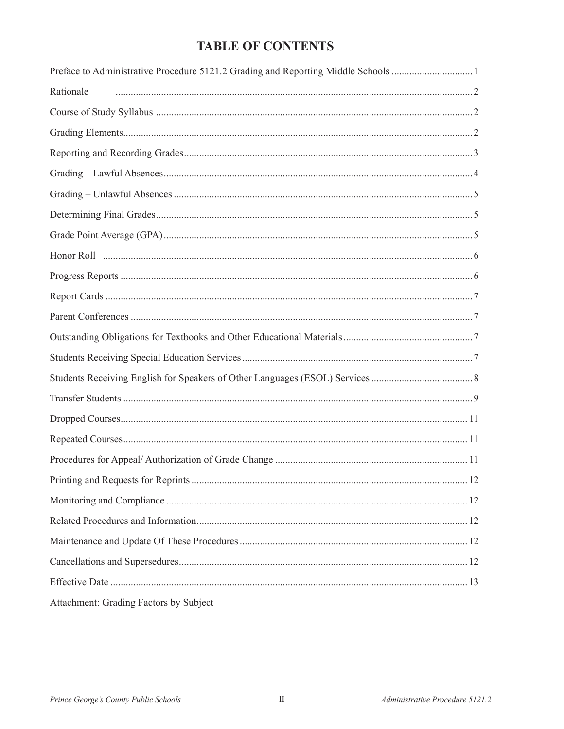# TABLE OF CONTENTS

| Section | Page |
|---|---|
| Preface to Administrative Procedure 5121.2 Grading and Reporting Middle Schools | 1 |
| Rationale | 2 |
| Course of Study Syllabus | 2 |
| Grading Elements | 2 |
| Reporting and Recording Grades | 3 |
| Grading – Lawful Absences | 4 |
| Grading – Unlawful Absences | 5 |
| Determining Final Grades | 5 |
| Grade Point Average (GPA) | 5 |
| Honor Roll | 6 |
| Progress Reports | 6 |
| Report Cards | 7 |
| Parent Conferences | 7 |
| Outstanding Obligations for Textbooks and Other Educational Materials | 7 |
| Students Receiving Special Education Services | 7 |
| Students Receiving English for Speakers of Other Languages (ESOL) Services | 8 |
| Transfer Students | 9 |
| Dropped Courses | 11 |
| Repeated Courses | 11 |
| Procedures for Appeal/ Authorization of Grade Change | 11 |
| Printing and Requests for Reprints | 12 |
| Monitoring and Compliance | 12 |
| Related Procedures and Information | 12 |
| Maintenance and Update Of These Procedures | 12 |
| Cancellations and Supersedures | 12 |
| Effective Date | 13 |

Attachment: Grading Factors by Subject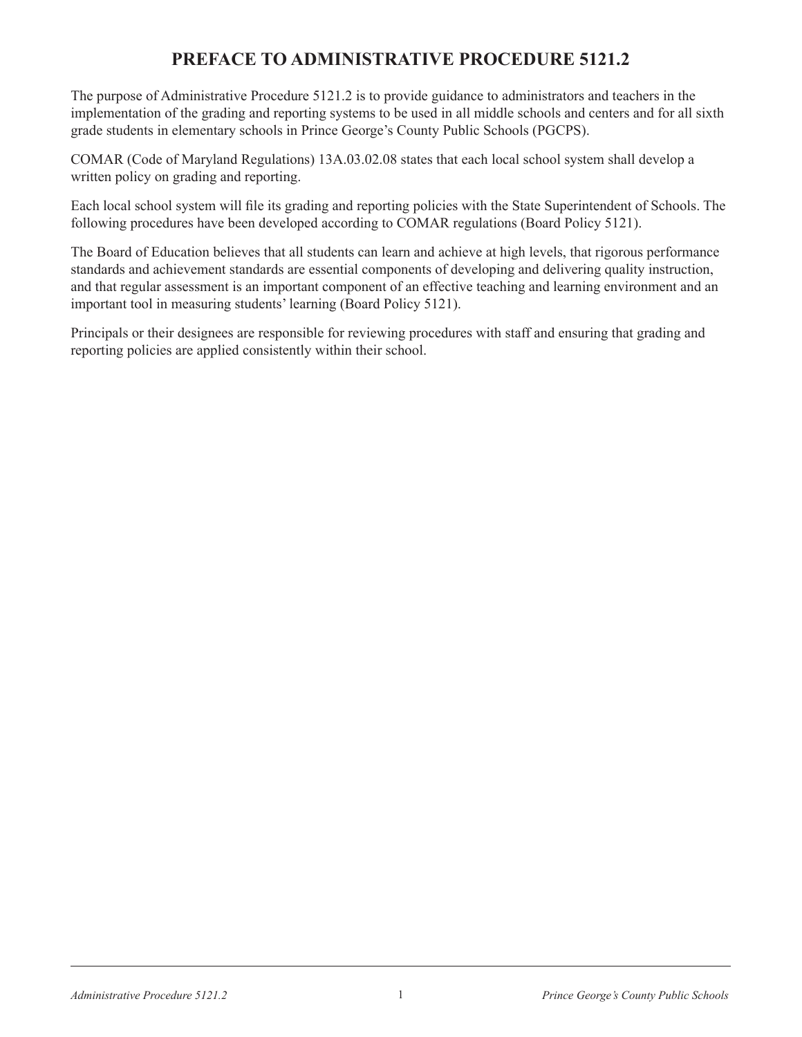# PREFACE TO ADMINISTRATIVE PROCEDURE 5121.2

The purpose of Administrative Procedure 5121.2 is to provide guidance to administrators and teachers in the implementation of the grading and reporting systems to be used in all middle schools and centers and for all sixth grade students in elementary schools in Prince George's County Public Schools (PGCPS).

COMAR (Code of Maryland Regulations) 13A.03.02.08 states that each local school system shall develop a written policy on grading and reporting.

Each local school system will file its grading and reporting policies with the State Superintendent of Schools. The following procedures have been developed according to COMAR regulations (Board Policy 5121).

The Board of Education believes that all students can learn and achieve at high levels, that rigorous performance standards and achievement standards are essential components of developing and delivering quality instruction, and that regular assessment is an important component of an effective teaching and learning environment and an important tool in measuring students' learning (Board Policy 5121).

Principals or their designees are responsible for reviewing procedures with staff and ensuring that grading and reporting policies are applied consistently within their school.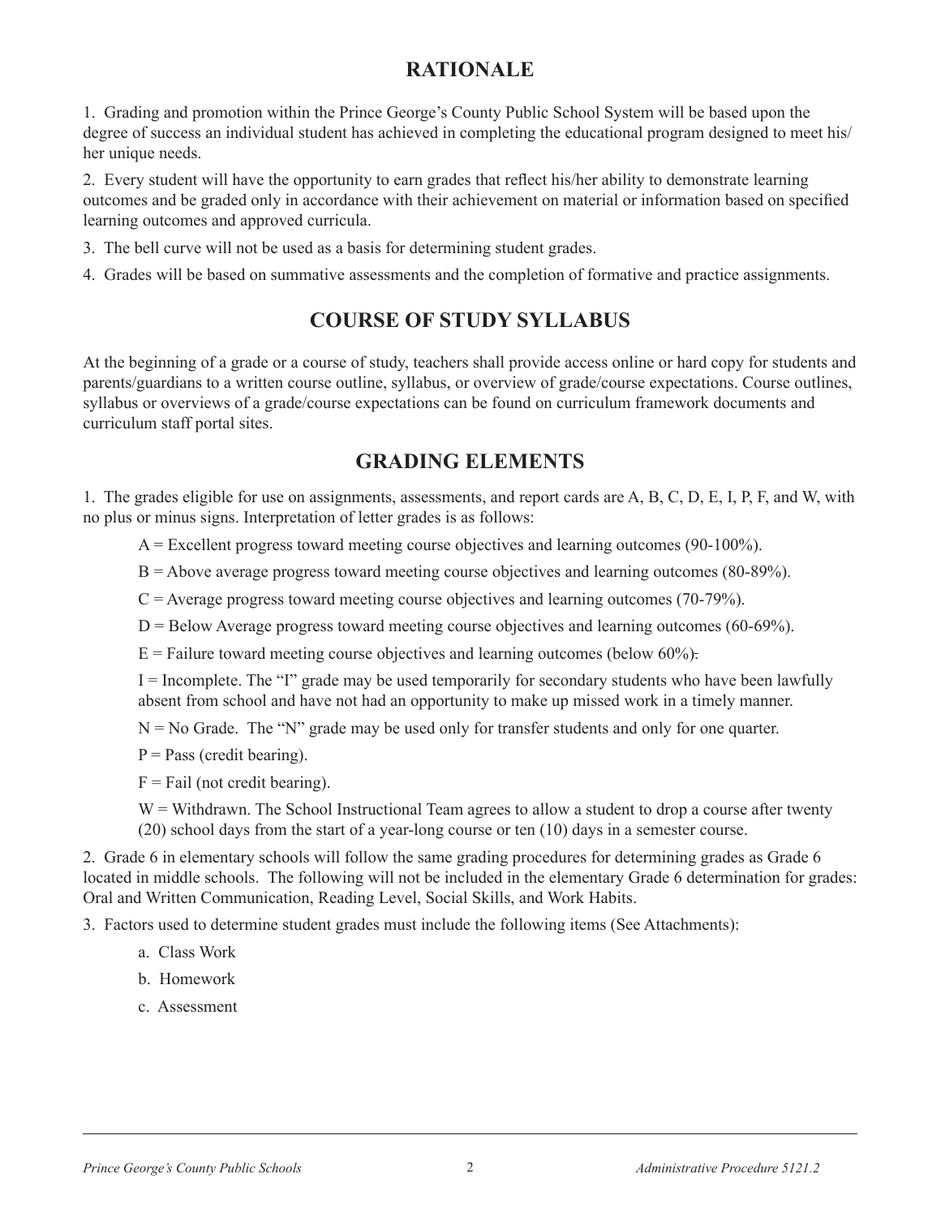## RATIONALE

1. Grading and promotion within the Prince George's County Public School System will be based upon the degree of success an individual student has achieved in completing the educational program designed to meet his/her unique needs.

2. Every student will have the opportunity to earn grades that reflect his/her ability to demonstrate learning outcomes and be graded only in accordance with their achievement on material or information based on specified learning outcomes and approved curricula.

3. The bell curve will not be used as a basis for determining student grades.

4. Grades will be based on summative assessments and the completion of formative and practice assignments.

## COURSE OF STUDY SYLLABUS

At the beginning of a grade or a course of study, teachers shall provide access online or hard copy for students and parents/guardians to a written course outline, syllabus, or overview of grade/course expectations. Course outlines, syllabus or overviews of a grade/course expectations can be found on curriculum framework documents and curriculum staff portal sites.

## GRADING ELEMENTS

1. The grades eligible for use on assignments, assessments, and report cards are A, B, C, D, E, I, P, F, and W, with no plus or minus signs. Interpretation of letter grades is as follows:

   A = Excellent progress toward meeting course objectives and learning outcomes (90-100%).

   B = Above average progress toward meeting course objectives and learning outcomes (80-89%).

   C = Average progress toward meeting course objectives and learning outcomes (70-79%).

   D = Below Average progress toward meeting course objectives and learning outcomes (60-69%).

   E = Failure toward meeting course objectives and learning outcomes (below 60%).

   I = Incomplete. The "I" grade may be used temporarily for secondary students who have been lawfully absent from school and have not had an opportunity to make up missed work in a timely manner.

   N = No Grade. The "N" grade may be used only for transfer students and only for one quarter.

   P = Pass (credit bearing).

   F = Fail (not credit bearing).

   W = Withdrawn. The School Instructional Team agrees to allow a student to drop a course after twenty (20) school days from the start of a year-long course or ten (10) days in a semester course.

2. Grade 6 in elementary schools will follow the same grading procedures for determining grades as Grade 6 located in middle schools. The following will not be included in the elementary Grade 6 determination for grades: Oral and Written Communication, Reading Level, Social Skills, and Work Habits.

3. Factors used to determine student grades must include the following items (See Attachments):

   a. Class Work

   b. Homework

   c. Assessment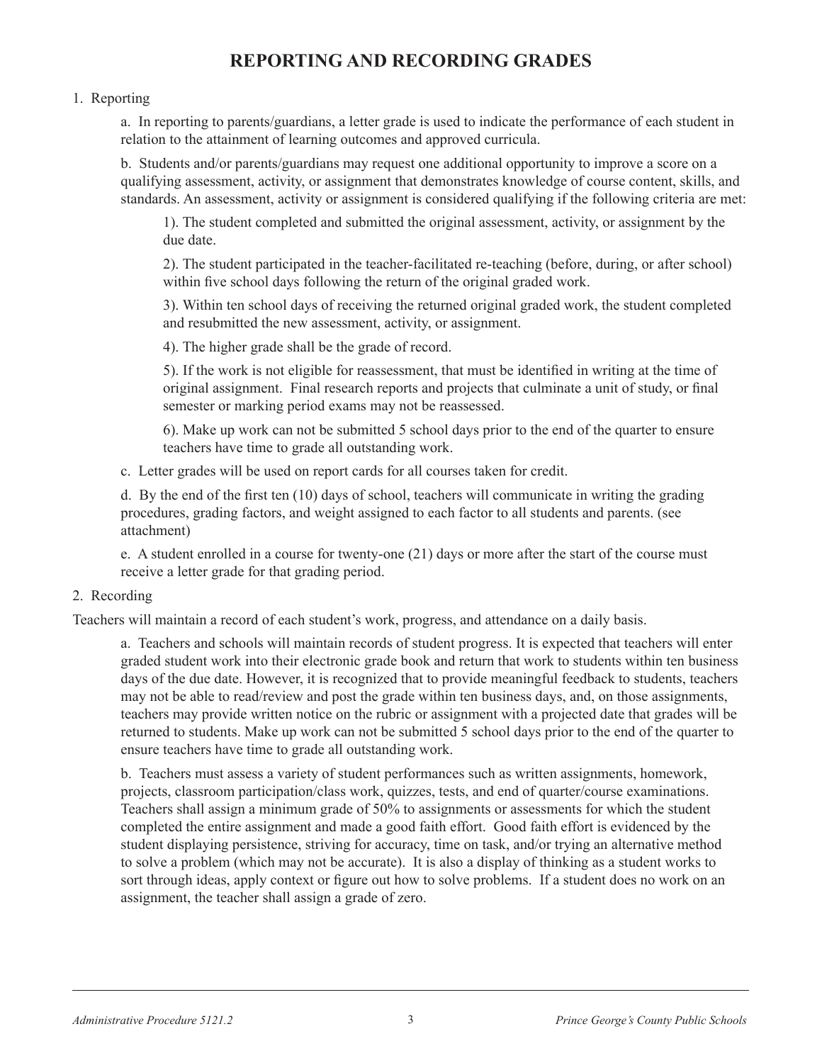# REPORTING AND RECORDING GRADES

1. Reporting

   a. In reporting to parents/guardians, a letter grade is used to indicate the performance of each student in relation to the attainment of learning outcomes and approved curricula.

   b. Students and/or parents/guardians may request one additional opportunity to improve a score on a qualifying assessment, activity, or assignment that demonstrates knowledge of course content, skills, and standards. An assessment, activity or assignment is considered qualifying if the following criteria are met:

      1). The student completed and submitted the original assessment, activity, or assignment by the due date.

      2). The student participated in the teacher-facilitated re-teaching (before, during, or after school) within five school days following the return of the original graded work.

      3). Within ten school days of receiving the returned original graded work, the student completed and resubmitted the new assessment, activity, or assignment.

      4). The higher grade shall be the grade of record.

      5). If the work is not eligible for reassessment, that must be identified in writing at the time of original assignment. Final research reports and projects that culminate a unit of study, or final semester or marking period exams may not be reassessed.

      6). Make up work can not be submitted 5 school days prior to the end of the quarter to ensure teachers have time to grade all outstanding work.

   c. Letter grades will be used on report cards for all courses taken for credit.

   d. By the end of the first ten (10) days of school, teachers will communicate in writing the grading procedures, grading factors, and weight assigned to each factor to all students and parents. (see attachment)

   e. A student enrolled in a course for twenty-one (21) days or more after the start of the course must receive a letter grade for that grading period.

2. Recording

Teachers will maintain a record of each student's work, progress, and attendance on a daily basis.

   a. Teachers and schools will maintain records of student progress. It is expected that teachers will enter graded student work into their electronic grade book and return that work to students within ten business days of the due date. However, it is recognized that to provide meaningful feedback to students, teachers may not be able to read/review and post the grade within ten business days, and, on those assignments, teachers may provide written notice on the rubric or assignment with a projected date that grades will be returned to students. Make up work can not be submitted 5 school days prior to the end of the quarter to ensure teachers have time to grade all outstanding work.

   b. Teachers must assess a variety of student performances such as written assignments, homework, projects, classroom participation/class work, quizzes, tests, and end of quarter/course examinations. Teachers shall assign a minimum grade of 50% to assignments or assessments for which the student completed the entire assignment and made a good faith effort. Good faith effort is evidenced by the student displaying persistence, striving for accuracy, time on task, and/or trying an alternative method to solve a problem (which may not be accurate). It is also a display of thinking as a student works to sort through ideas, apply context or figure out how to solve problems. If a student does no work on an assignment, the teacher shall assign a grade of zero.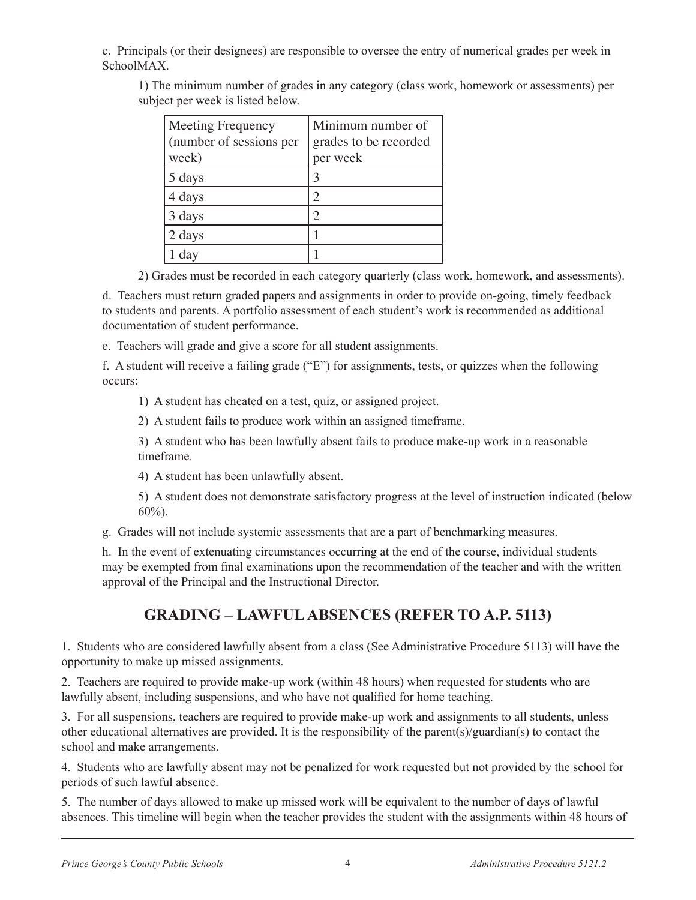c. Principals (or their designees) are responsible to oversee the entry of numerical grades per week in SchoolMAX.

1) The minimum number of grades in any category (class work, homework or assessments) per subject per week is listed below.

| Meeting Frequency (number of sessions per week) | Minimum number of grades to be recorded per week |
|---|---|
| 5 days | 3 |
| 4 days | 2 |
| 3 days | 2 |
| 2 days | 1 |
| 1 day | 1 |

2) Grades must be recorded in each category quarterly (class work, homework, and assessments).

d. Teachers must return graded papers and assignments in order to provide on-going, timely feedback to students and parents. A portfolio assessment of each student's work is recommended as additional documentation of student performance.

e. Teachers will grade and give a score for all student assignments.

f. A student will receive a failing grade ("E") for assignments, tests, or quizzes when the following occurs:

1) A student has cheated on a test, quiz, or assigned project.

2) A student fails to produce work within an assigned timeframe.

3) A student who has been lawfully absent fails to produce make-up work in a reasonable timeframe.

4) A student has been unlawfully absent.

5) A student does not demonstrate satisfactory progress at the level of instruction indicated (below 60%).

g. Grades will not include systemic assessments that are a part of benchmarking measures.

h. In the event of extenuating circumstances occurring at the end of the course, individual students may be exempted from final examinations upon the recommendation of the teacher and with the written approval of the Principal and the Instructional Director.

## GRADING – LAWFUL ABSENCES (REFER TO A.P. 5113)

1. Students who are considered lawfully absent from a class (See Administrative Procedure 5113) will have the opportunity to make up missed assignments.

2. Teachers are required to provide make-up work (within 48 hours) when requested for students who are lawfully absent, including suspensions, and who have not qualified for home teaching.

3. For all suspensions, teachers are required to provide make-up work and assignments to all students, unless other educational alternatives are provided. It is the responsibility of the parent(s)/guardian(s) to contact the school and make arrangements.

4. Students who are lawfully absent may not be penalized for work requested but not provided by the school for periods of such lawful absence.

5. The number of days allowed to make up missed work will be equivalent to the number of days of lawful absences. This timeline will begin when the teacher provides the student with the assignments within 48 hours of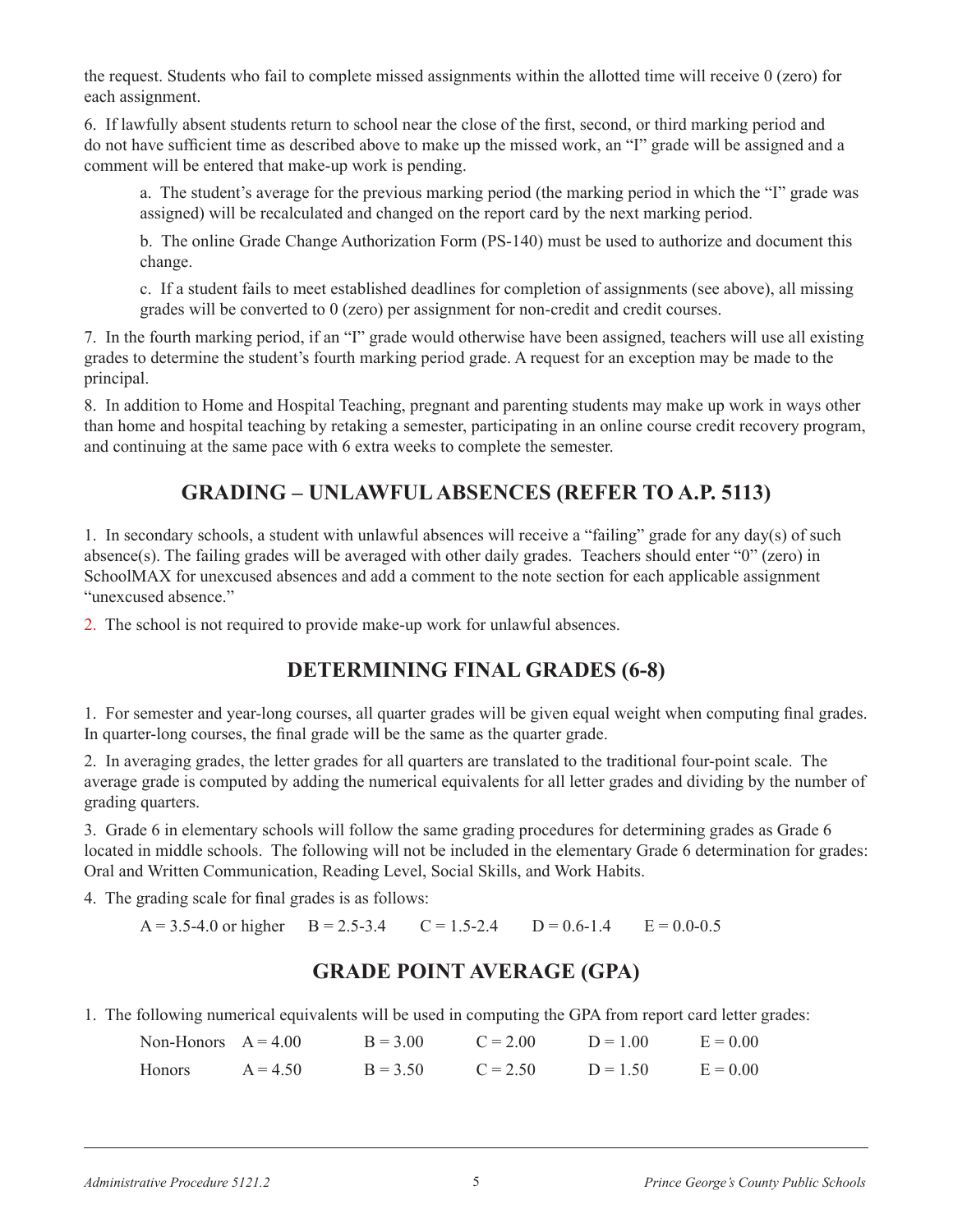the request. Students who fail to complete missed assignments within the allotted time will receive 0 (zero) for each assignment.

6. If lawfully absent students return to school near the close of the first, second, or third marking period and do not have sufficient time as described above to make up the missed work, an "I" grade will be assigned and a comment will be entered that make-up work is pending.

   a. The student's average for the previous marking period (the marking period in which the "I" grade was assigned) will be recalculated and changed on the report card by the next marking period.

   b. The online Grade Change Authorization Form (PS-140) must be used to authorize and document this change.

   c. If a student fails to meet established deadlines for completion of assignments (see above), all missing grades will be converted to 0 (zero) per assignment for non-credit and credit courses.

7. In the fourth marking period, if an "I" grade would otherwise have been assigned, teachers will use all existing grades to determine the student's fourth marking period grade. A request for an exception may be made to the principal.

8. In addition to Home and Hospital Teaching, pregnant and parenting students may make up work in ways other than home and hospital teaching by retaking a semester, participating in an online course credit recovery program, and continuing at the same pace with 6 extra weeks to complete the semester.

## GRADING – UNLAWFUL ABSENCES (REFER TO A.P. 5113)

1. In secondary schools, a student with unlawful absences will receive a "failing" grade for any day(s) of such absence(s). The failing grades will be averaged with other daily grades. Teachers should enter "0" (zero) in SchoolMAX for unexcused absences and add a comment to the note section for each applicable assignment "unexcused absence."

2. The school is not required to provide make-up work for unlawful absences.

## DETERMINING FINAL GRADES (6-8)

1. For semester and year-long courses, all quarter grades will be given equal weight when computing final grades. In quarter-long courses, the final grade will be the same as the quarter grade.

2. In averaging grades, the letter grades for all quarters are translated to the traditional four-point scale. The average grade is computed by adding the numerical equivalents for all letter grades and dividing by the number of grading quarters.

3. Grade 6 in elementary schools will follow the same grading procedures for determining grades as Grade 6 located in middle schools. The following will not be included in the elementary Grade 6 determination for grades: Oral and Written Communication, Reading Level, Social Skills, and Work Habits.

4. The grading scale for final grades is as follows:

   A = 3.5-4.0 or higher    B = 2.5-3.4    C = 1.5-2.4    D = 0.6-1.4    E = 0.0-0.5

## GRADE POINT AVERAGE (GPA)

1. The following numerical equivalents will be used in computing the GPA from report card letter grades:

| | | | | | |
|---|---|---|---|---|---|
| Non-Honors | A = 4.00 | B = 3.00 | C = 2.00 | D = 1.00 | E = 0.00 |
| Honors | A = 4.50 | B = 3.50 | C = 2.50 | D = 1.50 | E = 0.00 |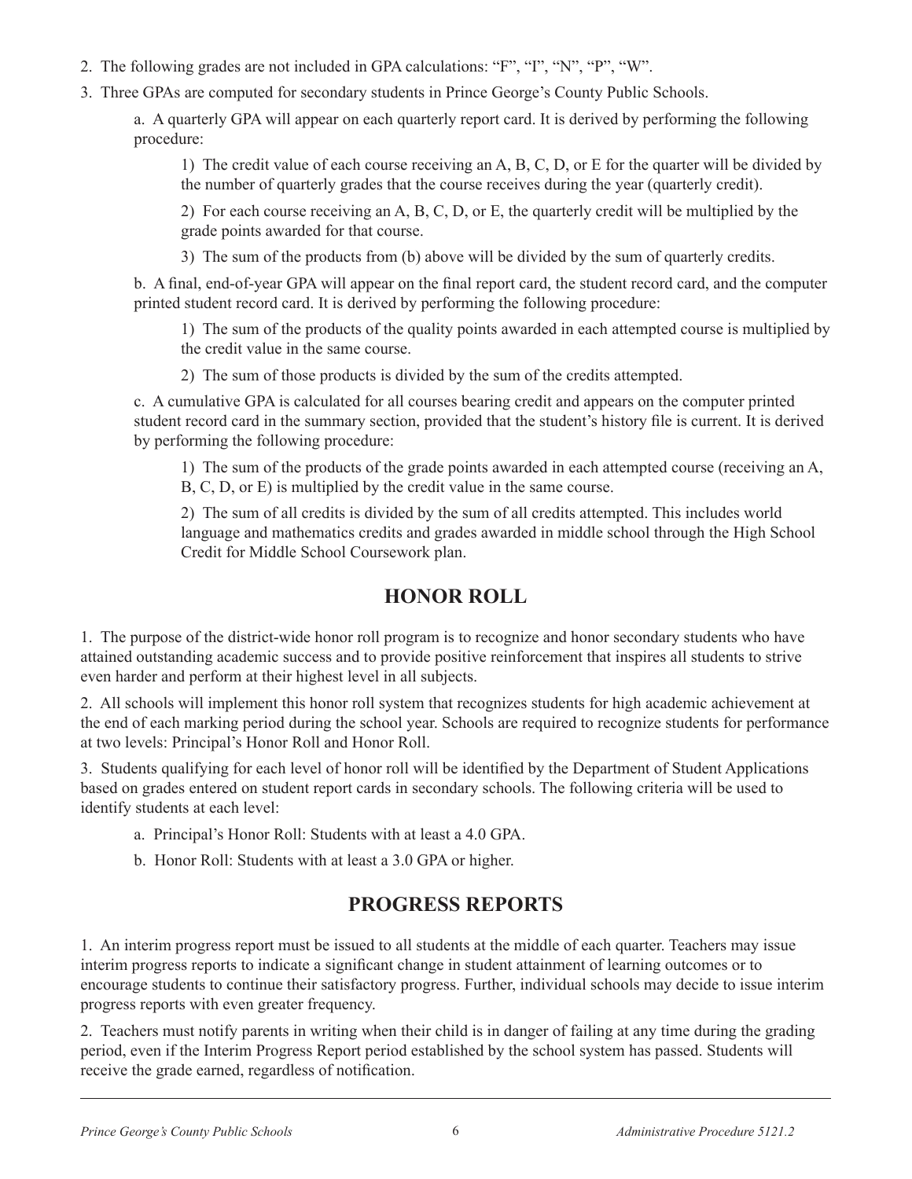2. The following grades are not included in GPA calculations: "F", "I", "N", "P", "W".

3. Three GPAs are computed for secondary students in Prince George's County Public Schools.

   a. A quarterly GPA will appear on each quarterly report card. It is derived by performing the following procedure:

      1) The credit value of each course receiving an A, B, C, D, or E for the quarter will be divided by the number of quarterly grades that the course receives during the year (quarterly credit).

      2) For each course receiving an A, B, C, D, or E, the quarterly credit will be multiplied by the grade points awarded for that course.

      3) The sum of the products from (b) above will be divided by the sum of quarterly credits.

   b. A final, end-of-year GPA will appear on the final report card, the student record card, and the computer printed student record card. It is derived by performing the following procedure:

      1) The sum of the products of the quality points awarded in each attempted course is multiplied by the credit value in the same course.

      2) The sum of those products is divided by the sum of the credits attempted.

   c. A cumulative GPA is calculated for all courses bearing credit and appears on the computer printed student record card in the summary section, provided that the student's history file is current. It is derived by performing the following procedure:

      1) The sum of the products of the grade points awarded in each attempted course (receiving an A, B, C, D, or E) is multiplied by the credit value in the same course.

      2) The sum of all credits is divided by the sum of all credits attempted. This includes world language and mathematics credits and grades awarded in middle school through the High School Credit for Middle School Coursework plan.

## HONOR ROLL

1. The purpose of the district-wide honor roll program is to recognize and honor secondary students who have attained outstanding academic success and to provide positive reinforcement that inspires all students to strive even harder and perform at their highest level in all subjects.

2. All schools will implement this honor roll system that recognizes students for high academic achievement at the end of each marking period during the school year. Schools are required to recognize students for performance at two levels: Principal's Honor Roll and Honor Roll.

3. Students qualifying for each level of honor roll will be identified by the Department of Student Applications based on grades entered on student report cards in secondary schools. The following criteria will be used to identify students at each level:

   a. Principal's Honor Roll: Students with at least a 4.0 GPA.

   b. Honor Roll: Students with at least a 3.0 GPA or higher.

## PROGRESS REPORTS

1. An interim progress report must be issued to all students at the middle of each quarter. Teachers may issue interim progress reports to indicate a significant change in student attainment of learning outcomes or to encourage students to continue their satisfactory progress. Further, individual schools may decide to issue interim progress reports with even greater frequency.

2. Teachers must notify parents in writing when their child is in danger of failing at any time during the grading period, even if the Interim Progress Report period established by the school system has passed. Students will receive the grade earned, regardless of notification.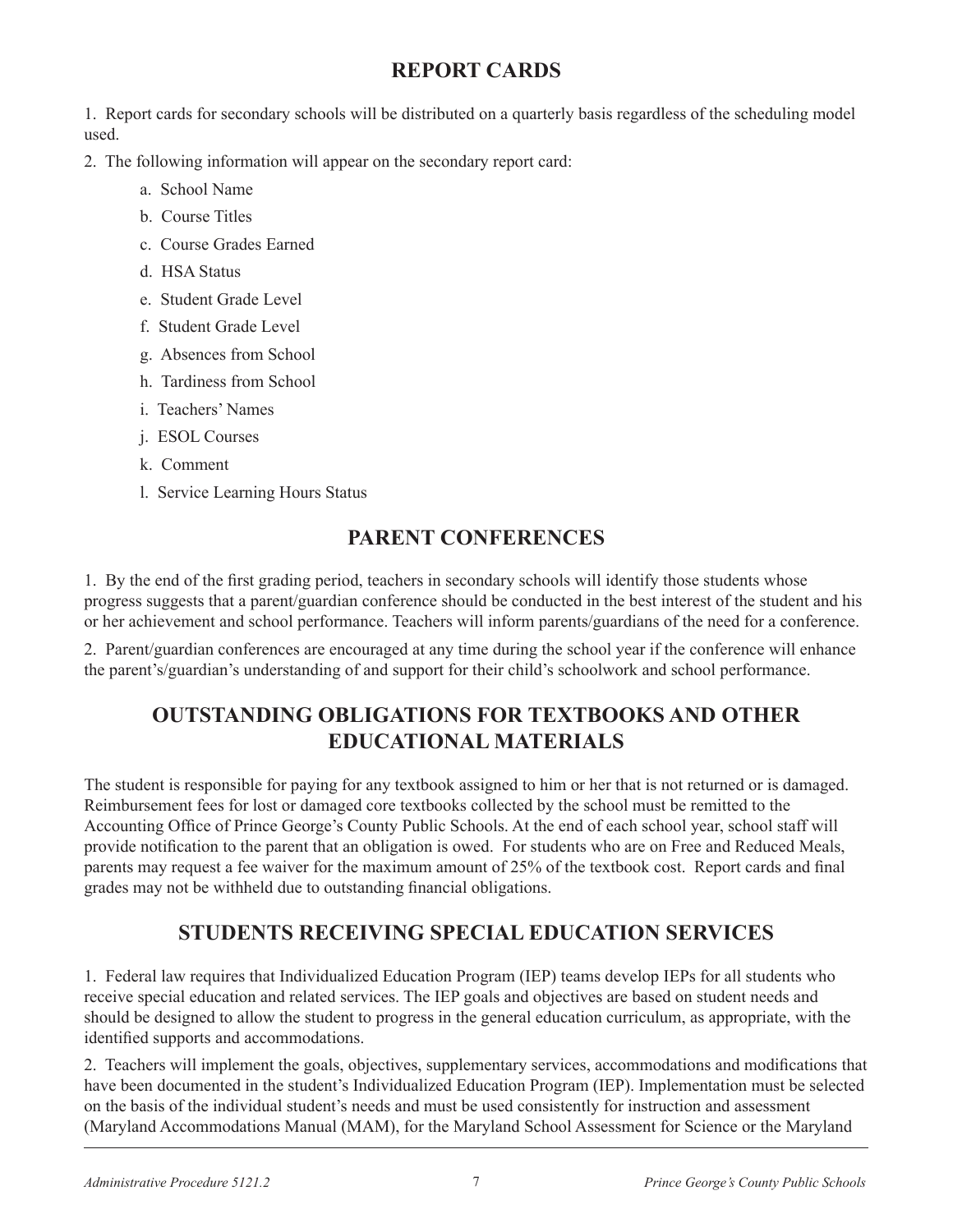## REPORT CARDS

1. Report cards for secondary schools will be distributed on a quarterly basis regardless of the scheduling model used.
2. The following information will appear on the secondary report card:
    a. School Name
    b. Course Titles
    c. Course Grades Earned
    d. HSA Status
    e. Student Grade Level
    f. Student Grade Level
    g. Absences from School
    h. Tardiness from School
    i. Teachers' Names
    j. ESOL Courses
    k. Comment
    l. Service Learning Hours Status

## PARENT CONFERENCES

1. By the end of the first grading period, teachers in secondary schools will identify those students whose progress suggests that a parent/guardian conference should be conducted in the best interest of the student and his or her achievement and school performance. Teachers will inform parents/guardians of the need for a conference.
2. Parent/guardian conferences are encouraged at any time during the school year if the conference will enhance the parent's/guardian's understanding of and support for their child's schoolwork and school performance.

## OUTSTANDING OBLIGATIONS FOR TEXTBOOKS AND OTHER EDUCATIONAL MATERIALS

The student is responsible for paying for any textbook assigned to him or her that is not returned or is damaged. Reimbursement fees for lost or damaged core textbooks collected by the school must be remitted to the Accounting Office of Prince George's County Public Schools. At the end of each school year, school staff will provide notification to the parent that an obligation is owed. For students who are on Free and Reduced Meals, parents may request a fee waiver for the maximum amount of 25% of the textbook cost. Report cards and final grades may not be withheld due to outstanding financial obligations.

## STUDENTS RECEIVING SPECIAL EDUCATION SERVICES

1. Federal law requires that Individualized Education Program (IEP) teams develop IEPs for all students who receive special education and related services. The IEP goals and objectives are based on student needs and should be designed to allow the student to progress in the general education curriculum, as appropriate, with the identified supports and accommodations.
2. Teachers will implement the goals, objectives, supplementary services, accommodations and modifications that have been documented in the student's Individualized Education Program (IEP). Implementation must be selected on the basis of the individual student's needs and must be used consistently for instruction and assessment (Maryland Accommodations Manual (MAM), for the Maryland School Assessment for Science or the Maryland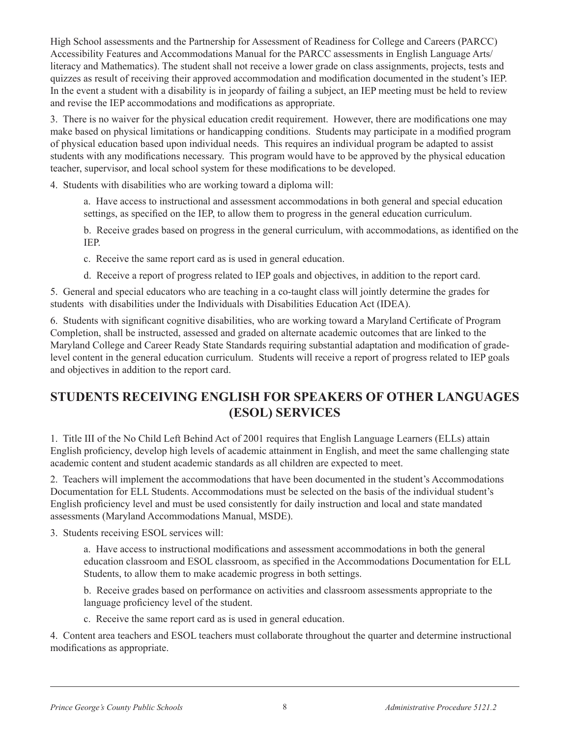High School assessments and the Partnership for Assessment of Readiness for College and Careers (PARCC) Accessibility Features and Accommodations Manual for the PARCC assessments in English Language Arts/ literacy and Mathematics). The student shall not receive a lower grade on class assignments, projects, tests and quizzes as result of receiving their approved accommodation and modification documented in the student's IEP. In the event a student with a disability is in jeopardy of failing a subject, an IEP meeting must be held to review and revise the IEP accommodations and modifications as appropriate.

3. There is no waiver for the physical education credit requirement. However, there are modifications one may make based on physical limitations or handicapping conditions. Students may participate in a modified program of physical education based upon individual needs. This requires an individual program be adapted to assist students with any modifications necessary. This program would have to be approved by the physical education teacher, supervisor, and local school system for these modifications to be developed.

4. Students with disabilities who are working toward a diploma will:

   a. Have access to instructional and assessment accommodations in both general and special education settings, as specified on the IEP, to allow them to progress in the general education curriculum.

   b. Receive grades based on progress in the general curriculum, with accommodations, as identified on the IEP.

   c. Receive the same report card as is used in general education.

   d. Receive a report of progress related to IEP goals and objectives, in addition to the report card.

5. General and special educators who are teaching in a co-taught class will jointly determine the grades for students with disabilities under the Individuals with Disabilities Education Act (IDEA).

6. Students with significant cognitive disabilities, who are working toward a Maryland Certificate of Program Completion, shall be instructed, assessed and graded on alternate academic outcomes that are linked to the Maryland College and Career Ready State Standards requiring substantial adaptation and modification of grade-level content in the general education curriculum. Students will receive a report of progress related to IEP goals and objectives in addition to the report card.

## STUDENTS RECEIVING ENGLISH FOR SPEAKERS OF OTHER LANGUAGES (ESOL) SERVICES

1. Title III of the No Child Left Behind Act of 2001 requires that English Language Learners (ELLs) attain English proficiency, develop high levels of academic attainment in English, and meet the same challenging state academic content and student academic standards as all children are expected to meet.

2. Teachers will implement the accommodations that have been documented in the student's Accommodations Documentation for ELL Students. Accommodations must be selected on the basis of the individual student's English proficiency level and must be used consistently for daily instruction and local and state mandated assessments (Maryland Accommodations Manual, MSDE).

3. Students receiving ESOL services will:

   a. Have access to instructional modifications and assessment accommodations in both the general education classroom and ESOL classroom, as specified in the Accommodations Documentation for ELL Students, to allow them to make academic progress in both settings.

   b. Receive grades based on performance on activities and classroom assessments appropriate to the language proficiency level of the student.

   c. Receive the same report card as is used in general education.

4. Content area teachers and ESOL teachers must collaborate throughout the quarter and determine instructional modifications as appropriate.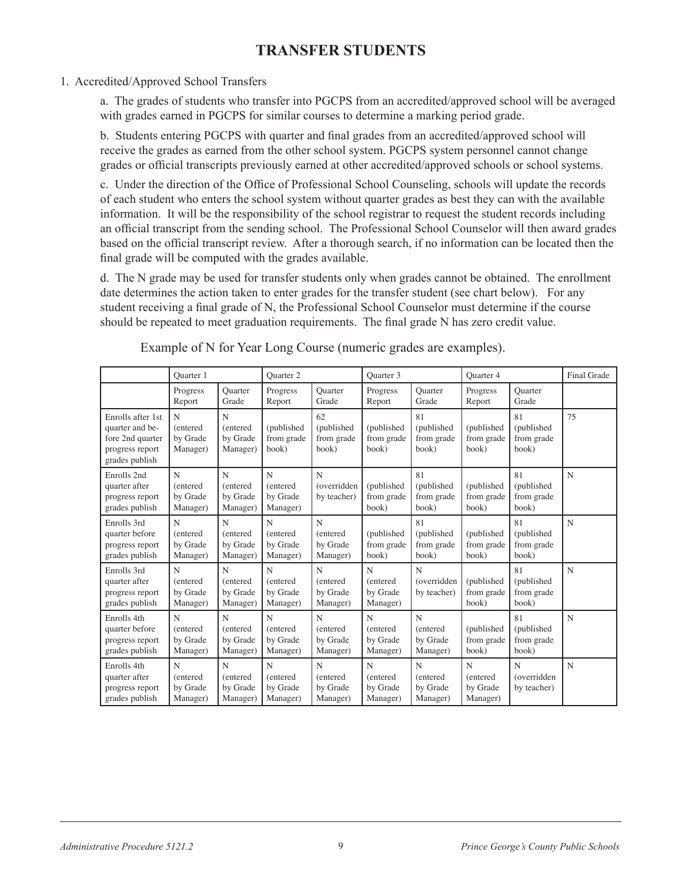# TRANSFER STUDENTS

1. Accredited/Approved School Transfers

   a. The grades of students who transfer into PGCPS from an accredited/approved school will be averaged with grades earned in PGCPS for similar courses to determine a marking period grade.

   b. Students entering PGCPS with quarter and final grades from an accredited/approved school will receive the grades as earned from the other school system. PGCPS system personnel cannot change grades or official transcripts previously earned at other accredited/approved schools or school systems.

   c. Under the direction of the Office of Professional School Counseling, schools will update the records of each student who enters the school system without quarter grades as best they can with the available information. It will be the responsibility of the school registrar to request the student records including an official transcript from the sending school. The Professional School Counselor will then award grades based on the official transcript review. After a thorough search, if no information can be located then the final grade will be computed with the grades available.

   d. The N grade may be used for transfer students only when grades cannot be obtained. The enrollment date determines the action taken to enter grades for the transfer student (see chart below). For any student receiving a final grade of N, the Professional School Counselor must determine if the course should be repeated to meet graduation requirements. The final grade N has zero credit value.

Example of N for Year Long Course (numeric grades are examples).

| | Quarter 1 | | Quarter 2 | | Quarter 3 | | Quarter 4 | | Final Grade |
|---|---|---|---|---|---|---|---|---|---|
| | Progress Report | Quarter Grade | Progress Report | Quarter Grade | Progress Report | Quarter Grade | Progress Report | Quarter Grade | |
| Enrolls after 1st quarter and before 2nd quarter progress report grades publish | N (entered by Grade Manager) | N (entered by Grade Manager) | (published from grade book) | 62 (published from grade book) | (published from grade book) | 81 (published from grade book) | (published from grade book) | 81 (published from grade book) | 75 |
| Enrolls 2nd quarter after progress report grades publish | N (entered by Grade Manager) | N (entered by Grade Manager) | N (entered by Grade Manager) | N (overridden by teacher) | (published from grade book) | 81 (published from grade book) | (published from grade book) | 81 (published from grade book) | N |
| Enrolls 3rd quarter before progress report grades publish | N (entered by Grade Manager) | N (entered by Grade Manager) | N (entered by Grade Manager) | N (entered by Grade Manager) | (published from grade book) | 81 (published from grade book) | (published from grade book) | 81 (published from grade book) | N |
| Enrolls 3rd quarter after progress report grades publish | N (entered by Grade Manager) | N (entered by Grade Manager) | N (entered by Grade Manager) | N (entered by Grade Manager) | N (entered by Grade Manager) | N (overridden by teacher) | (published from grade book) | 81 (published from grade book) | N |
| Enrolls 4th quarter before progress report grades publish | N (entered by Grade Manager) | N (entered by Grade Manager) | N (entered by Grade Manager) | N (entered by Grade Manager) | N (entered by Grade Manager) | N (entered by Grade Manager) | (published from grade book) | 81 (published from grade book) | N |
| Enrolls 4th quarter after progress report grades publish | N (entered by Grade Manager) | N (entered by Grade Manager) | N (entered by Grade Manager) | N (entered by Grade Manager) | N (entered by Grade Manager) | N (entered by Grade Manager) | N (entered by Grade Manager) | N (overridden by teacher) | N |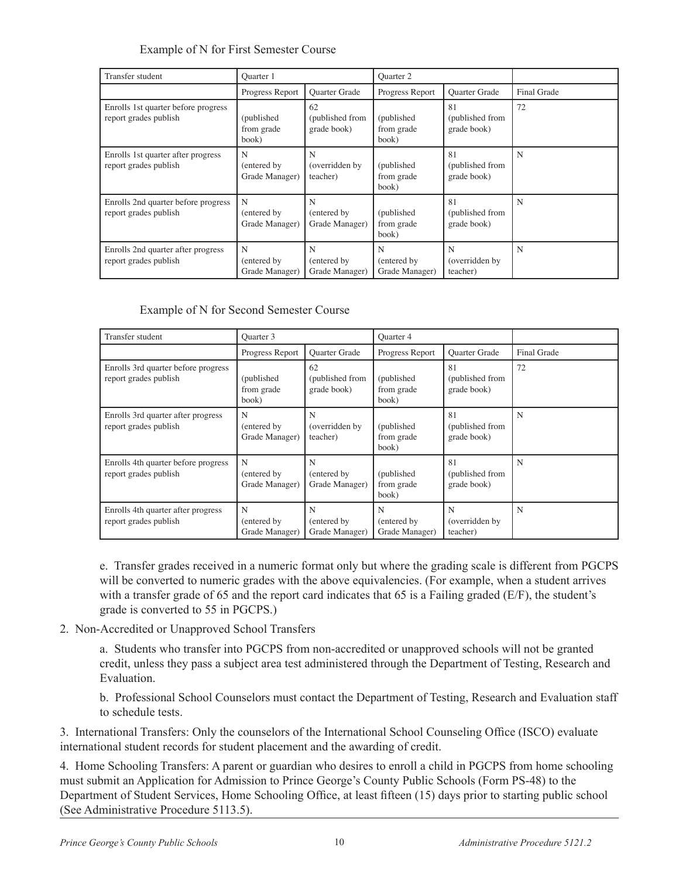Example of N for First Semester Course

| Transfer student | Quarter 1 | | Quarter 2 | | |
|---|---|---|---|---|---|
| | Progress Report | Quarter Grade | Progress Report | Quarter Grade | Final Grade |
| Enrolls 1st quarter before progress report grades publish | (published from grade book) | 62 (published from grade book) | (published from grade book) | 81 (published from grade book) | 72 |
| Enrolls 1st quarter after progress report grades publish | N (entered by Grade Manager) | N (overridden by teacher) | (published from grade book) | 81 (published from grade book) | N |
| Enrolls 2nd quarter before progress report grades publish | N (entered by Grade Manager) | N (entered by Grade Manager) | (published from grade book) | 81 (published from grade book) | N |
| Enrolls 2nd quarter after progress report grades publish | N (entered by Grade Manager) | N (entered by Grade Manager) | N (entered by Grade Manager) | N (overridden by teacher) | N |

Example of N for Second Semester Course

| Transfer student | Quarter 3 | | Quarter 4 | | |
|---|---|---|---|---|---|
| | Progress Report | Quarter Grade | Progress Report | Quarter Grade | Final Grade |
| Enrolls 3rd quarter before progress report grades publish | (published from grade book) | 62 (published from grade book) | (published from grade book) | 81 (published from grade book) | 72 |
| Enrolls 3rd quarter after progress report grades publish | N (entered by Grade Manager) | N (overridden by teacher) | (published from grade book) | 81 (published from grade book) | N |
| Enrolls 4th quarter before progress report grades publish | N (entered by Grade Manager) | N (entered by Grade Manager) | (published from grade book) | 81 (published from grade book) | N |
| Enrolls 4th quarter after progress report grades publish | N (entered by Grade Manager) | N (entered by Grade Manager) | N (entered by Grade Manager) | N (overridden by teacher) | N |

e. Transfer grades received in a numeric format only but where the grading scale is different from PGCPS will be converted to numeric grades with the above equivalencies. (For example, when a student arrives with a transfer grade of 65 and the report card indicates that 65 is a Failing graded (E/F), the student's grade is converted to 55 in PGCPS.)

2. Non-Accredited or Unapproved School Transfers

   a. Students who transfer into PGCPS from non-accredited or unapproved schools will not be granted credit, unless they pass a subject area test administered through the Department of Testing, Research and Evaluation.

   b. Professional School Counselors must contact the Department of Testing, Research and Evaluation staff to schedule tests.

3. International Transfers: Only the counselors of the International School Counseling Office (ISCO) evaluate international student records for student placement and the awarding of credit.

4. Home Schooling Transfers: A parent or guardian who desires to enroll a child in PGCPS from home schooling must submit an Application for Admission to Prince George's County Public Schools (Form PS-48) to the Department of Student Services, Home Schooling Office, at least fifteen (15) days prior to starting public school (See Administrative Procedure 5113.5).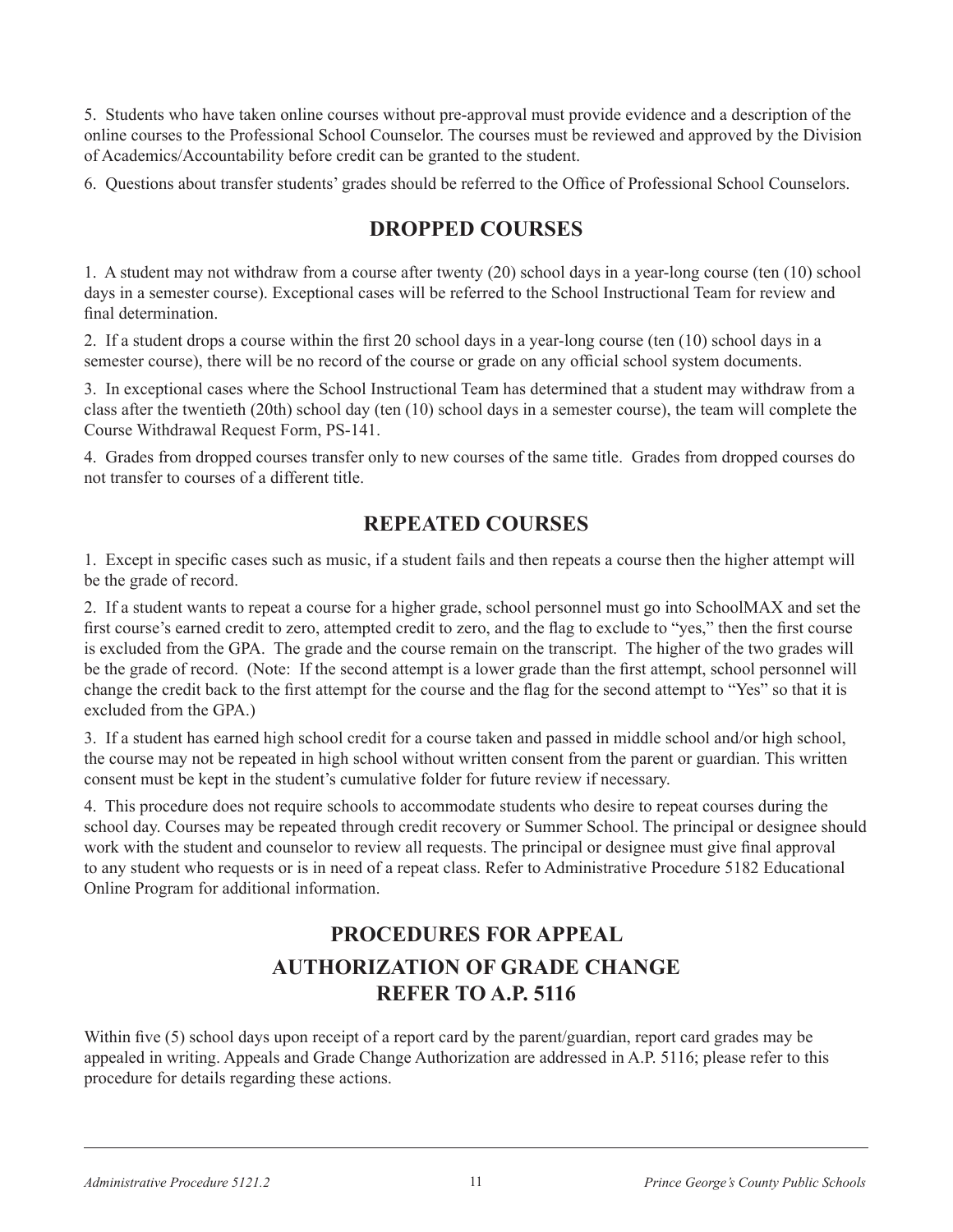5. Students who have taken online courses without pre-approval must provide evidence and a description of the online courses to the Professional School Counselor. The courses must be reviewed and approved by the Division of Academics/Accountability before credit can be granted to the student.

6. Questions about transfer students' grades should be referred to the Office of Professional School Counselors.

## DROPPED COURSES

1. A student may not withdraw from a course after twenty (20) school days in a year-long course (ten (10) school days in a semester course). Exceptional cases will be referred to the School Instructional Team for review and final determination.

2. If a student drops a course within the first 20 school days in a year-long course (ten (10) school days in a semester course), there will be no record of the course or grade on any official school system documents.

3. In exceptional cases where the School Instructional Team has determined that a student may withdraw from a class after the twentieth (20th) school day (ten (10) school days in a semester course), the team will complete the Course Withdrawal Request Form, PS-141.

4. Grades from dropped courses transfer only to new courses of the same title. Grades from dropped courses do not transfer to courses of a different title.

## REPEATED COURSES

1. Except in specific cases such as music, if a student fails and then repeats a course then the higher attempt will be the grade of record.

2. If a student wants to repeat a course for a higher grade, school personnel must go into SchoolMAX and set the first course's earned credit to zero, attempted credit to zero, and the flag to exclude to "yes," then the first course is excluded from the GPA. The grade and the course remain on the transcript. The higher of the two grades will be the grade of record. (Note: If the second attempt is a lower grade than the first attempt, school personnel will change the credit back to the first attempt for the course and the flag for the second attempt to "Yes" so that it is excluded from the GPA.)

3. If a student has earned high school credit for a course taken and passed in middle school and/or high school, the course may not be repeated in high school without written consent from the parent or guardian. This written consent must be kept in the student's cumulative folder for future review if necessary.

4. This procedure does not require schools to accommodate students who desire to repeat courses during the school day. Courses may be repeated through credit recovery or Summer School. The principal or designee should work with the student and counselor to review all requests. The principal or designee must give final approval to any student who requests or is in need of a repeat class. Refer to Administrative Procedure 5182 Educational Online Program for additional information.

## PROCEDURES FOR APPEAL
## AUTHORIZATION OF GRADE CHANGE
## REFER TO A.P. 5116

Within five (5) school days upon receipt of a report card by the parent/guardian, report card grades may be appealed in writing. Appeals and Grade Change Authorization are addressed in A.P. 5116; please refer to this procedure for details regarding these actions.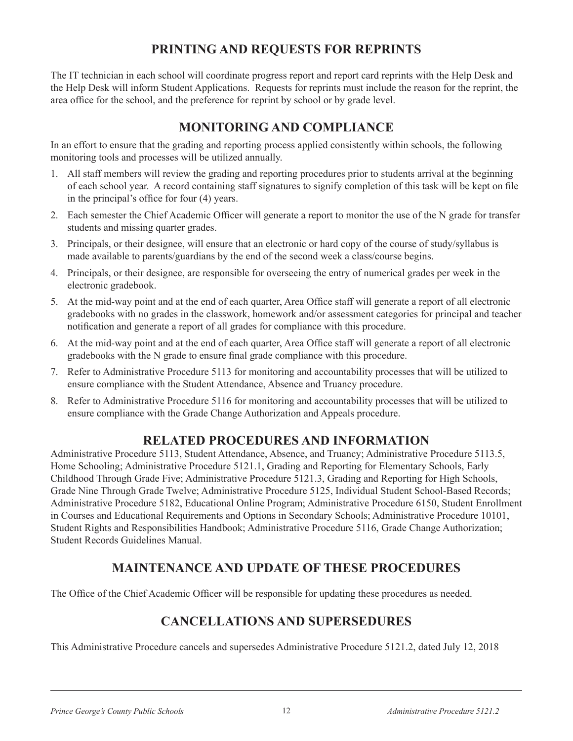## PRINTING AND REQUESTS FOR REPRINTS

The IT technician in each school will coordinate progress report and report card reprints with the Help Desk and the Help Desk will inform Student Applications. Requests for reprints must include the reason for the reprint, the area office for the school, and the preference for reprint by school or by grade level.

## MONITORING AND COMPLIANCE

In an effort to ensure that the grading and reporting process applied consistently within schools, the following monitoring tools and processes will be utilized annually.

1. All staff members will review the grading and reporting procedures prior to students arrival at the beginning of each school year. A record containing staff signatures to signify completion of this task will be kept on file in the principal's office for four (4) years.
2. Each semester the Chief Academic Officer will generate a report to monitor the use of the N grade for transfer students and missing quarter grades.
3. Principals, or their designee, will ensure that an electronic or hard copy of the course of study/syllabus is made available to parents/guardians by the end of the second week a class/course begins.
4. Principals, or their designee, are responsible for overseeing the entry of numerical grades per week in the electronic gradebook.
5. At the mid-way point and at the end of each quarter, Area Office staff will generate a report of all electronic gradebooks with no grades in the classwork, homework and/or assessment categories for principal and teacher notification and generate a report of all grades for compliance with this procedure.
6. At the mid-way point and at the end of each quarter, Area Office staff will generate a report of all electronic gradebooks with the N grade to ensure final grade compliance with this procedure.
7. Refer to Administrative Procedure 5113 for monitoring and accountability processes that will be utilized to ensure compliance with the Student Attendance, Absence and Truancy procedure.
8. Refer to Administrative Procedure 5116 for monitoring and accountability processes that will be utilized to ensure compliance with the Grade Change Authorization and Appeals procedure.

## RELATED PROCEDURES AND INFORMATION

Administrative Procedure 5113, Student Attendance, Absence, and Truancy; Administrative Procedure 5113.5, Home Schooling; Administrative Procedure 5121.1, Grading and Reporting for Elementary Schools, Early Childhood Through Grade Five; Administrative Procedure 5121.3, Grading and Reporting for High Schools, Grade Nine Through Grade Twelve; Administrative Procedure 5125, Individual Student School-Based Records; Administrative Procedure 5182, Educational Online Program; Administrative Procedure 6150, Student Enrollment in Courses and Educational Requirements and Options in Secondary Schools; Administrative Procedure 10101, Student Rights and Responsibilities Handbook; Administrative Procedure 5116, Grade Change Authorization; Student Records Guidelines Manual.

## MAINTENANCE AND UPDATE OF THESE PROCEDURES

The Office of the Chief Academic Officer will be responsible for updating these procedures as needed.

## CANCELLATIONS AND SUPERSEDURES

This Administrative Procedure cancels and supersedes Administrative Procedure 5121.2, dated July 12, 2018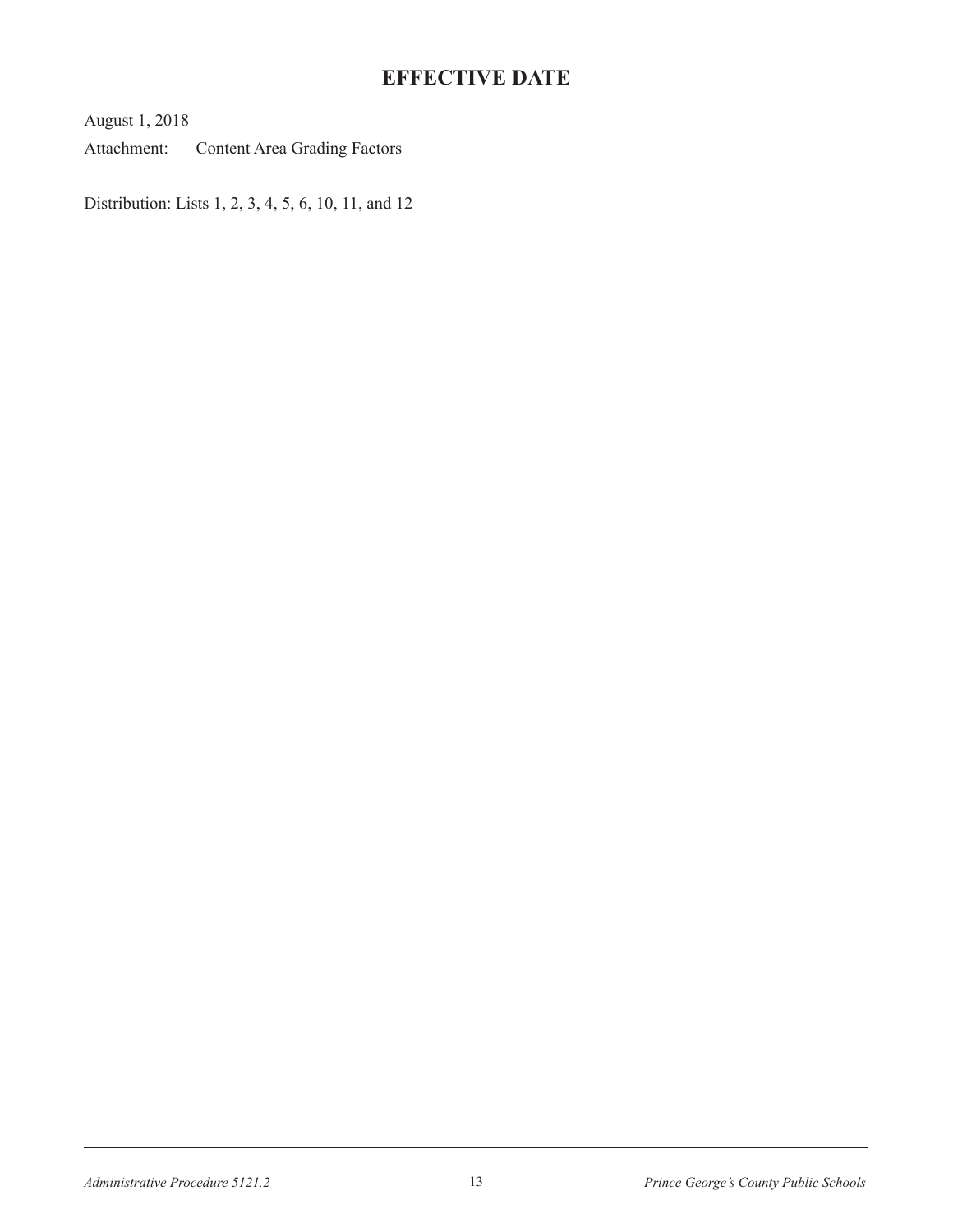## EFFECTIVE DATE

August 1, 2018

Attachment: Content Area Grading Factors

Distribution: Lists 1, 2, 3, 4, 5, 6, 10, 11, and 12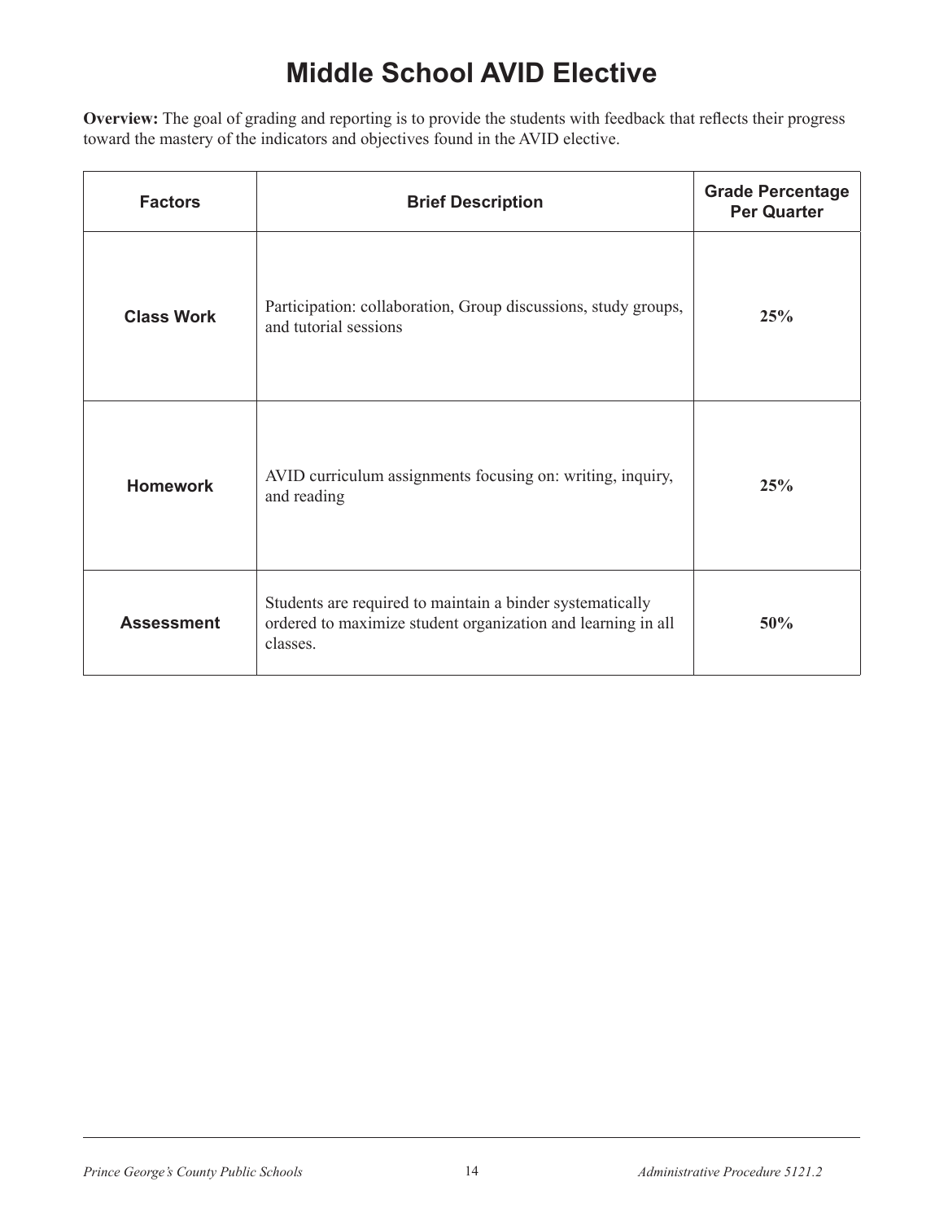# Middle School AVID Elective

**Overview:** The goal of grading and reporting is to provide the students with feedback that reflects their progress toward the mastery of the indicators and objectives found in the AVID elective.

| Factors | Brief Description | Grade Percentage Per Quarter |
|---|---|---|
| **Class Work** | Participation: collaboration, Group discussions, study groups, and tutorial sessions | **25%** |
| **Homework** | AVID curriculum assignments focusing on: writing, inquiry, and reading | **25%** |
| **Assessment** | Students are required to maintain a binder systematically ordered to maximize student organization and learning in all classes. | **50%** |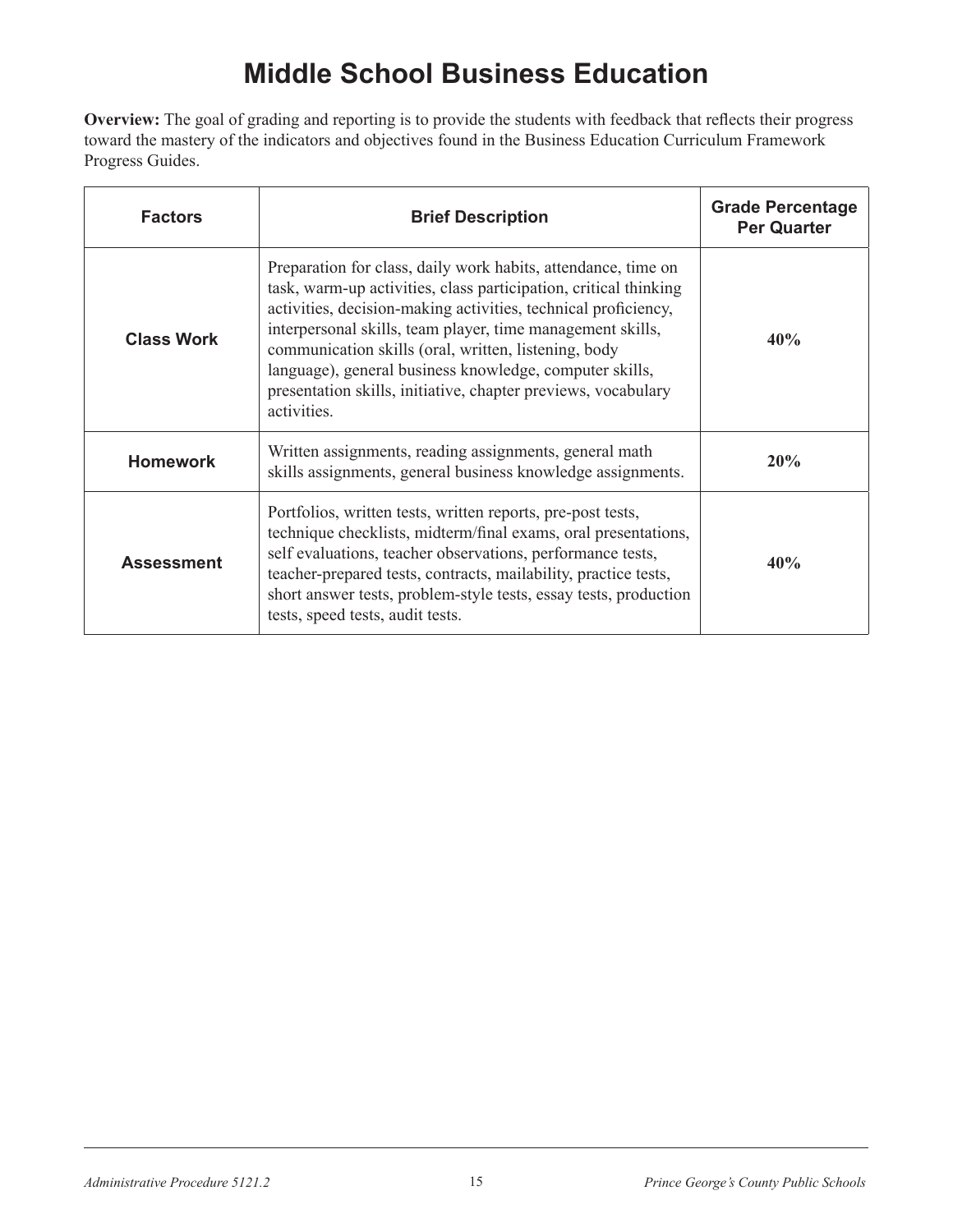# Middle School Business Education

**Overview:** The goal of grading and reporting is to provide the students with feedback that reflects their progress toward the mastery of the indicators and objectives found in the Business Education Curriculum Framework Progress Guides.

| Factors | Brief Description | Grade Percentage Per Quarter |
|---|---|---|
| **Class Work** | Preparation for class, daily work habits, attendance, time on task, warm-up activities, class participation, critical thinking activities, decision-making activities, technical proficiency, interpersonal skills, team player, time management skills, communication skills (oral, written, listening, body language), general business knowledge, computer skills, presentation skills, initiative, chapter previews, vocabulary activities. | **40%** |
| **Homework** | Written assignments, reading assignments, general math skills assignments, general business knowledge assignments. | **20%** |
| **Assessment** | Portfolios, written tests, written reports, pre-post tests, technique checklists, midterm/final exams, oral presentations, self evaluations, teacher observations, performance tests, teacher-prepared tests, contracts, mailability, practice tests, short answer tests, problem-style tests, essay tests, production tests, speed tests, audit tests. | **40%** |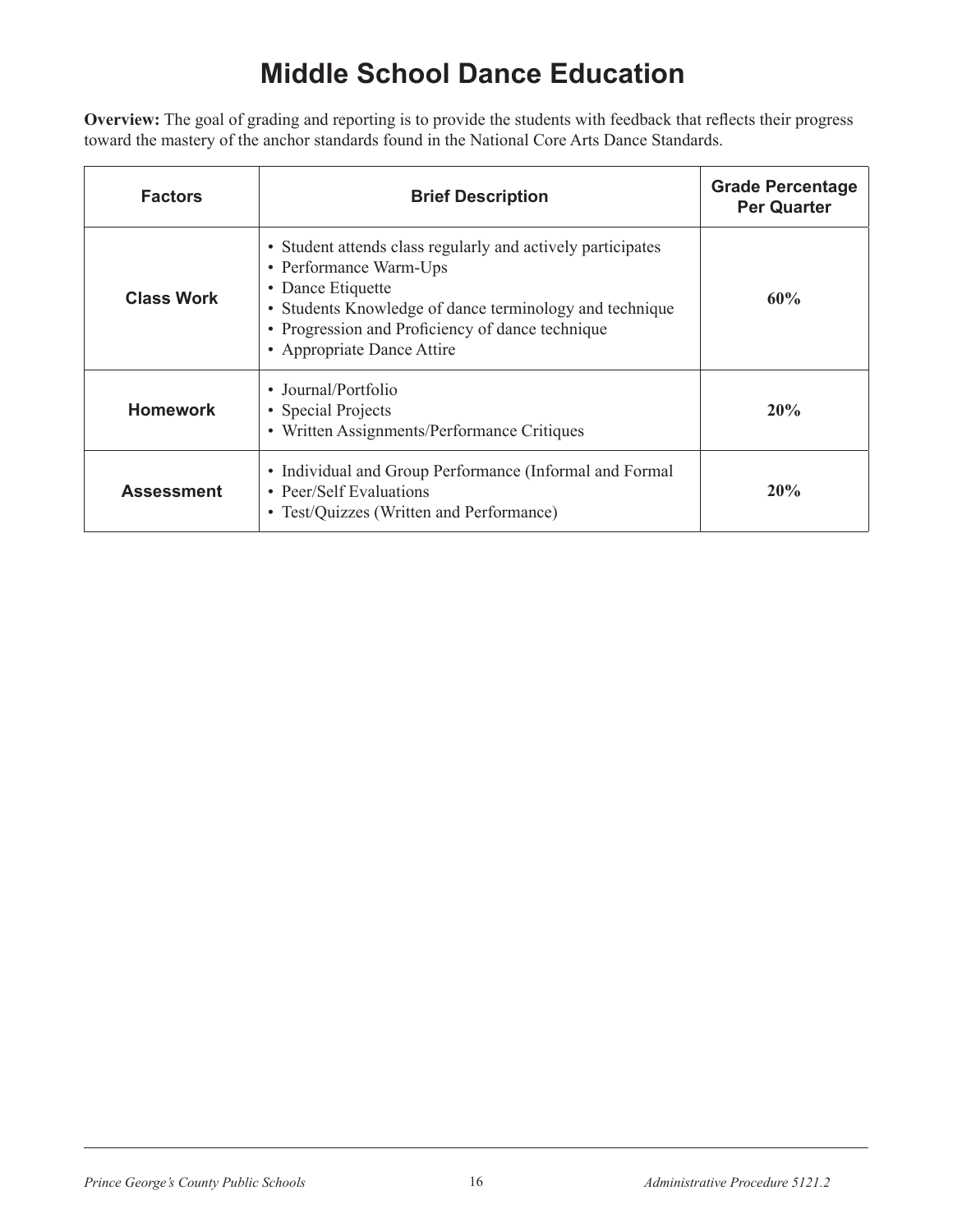# Middle School Dance Education

**Overview:** The goal of grading and reporting is to provide the students with feedback that reflects their progress toward the mastery of the anchor standards found in the National Core Arts Dance Standards.

| Factors | Brief Description | Grade Percentage Per Quarter |
|---|---|---|
| **Class Work** | • Student attends class regularly and actively participates<br>• Performance Warm-Ups<br>• Dance Etiquette<br>• Students Knowledge of dance terminology and technique<br>• Progression and Proficiency of dance technique<br>• Appropriate Dance Attire | **60%** |
| **Homework** | • Journal/Portfolio<br>• Special Projects<br>• Written Assignments/Performance Critiques | **20%** |
| **Assessment** | • Individual and Group Performance (Informal and Formal<br>• Peer/Self Evaluations<br>• Test/Quizzes (Written and Performance) | **20%** |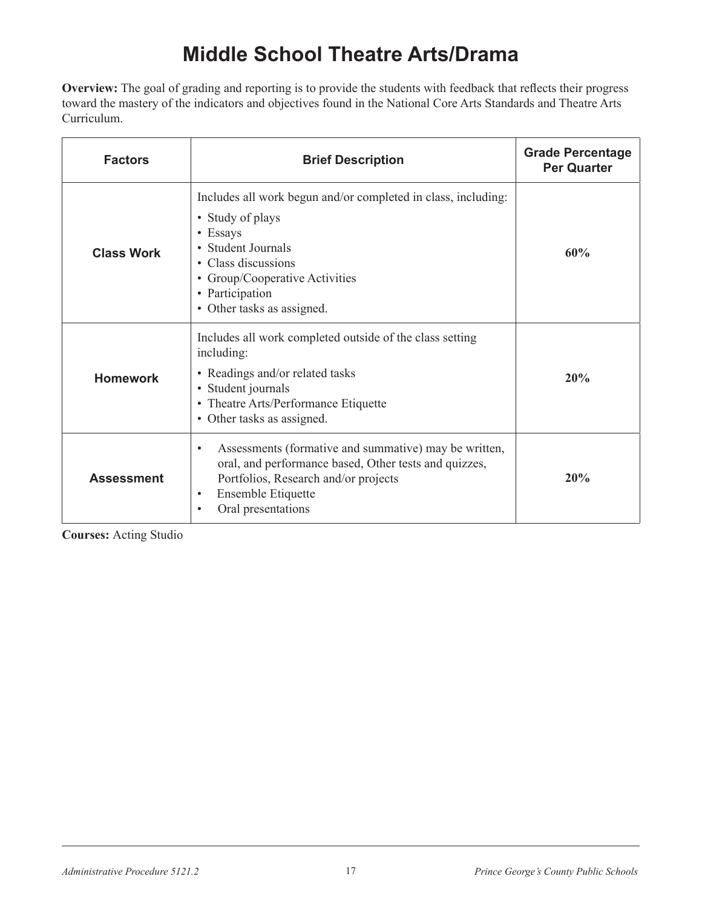# Middle School Theatre Arts/Drama

**Overview:** The goal of grading and reporting is to provide the students with feedback that reflects their progress toward the mastery of the indicators and objectives found in the National Core Arts Standards and Theatre Arts Curriculum.

| Factors | Brief Description | Grade Percentage Per Quarter |
|---|---|---|
| **Class Work** | Includes all work begun and/or completed in class, including:<br>• Study of plays<br>• Essays<br>• Student Journals<br>• Class discussions<br>• Group/Cooperative Activities<br>• Participation<br>• Other tasks as assigned. | **60%** |
| **Homework** | Includes all work completed outside of the class setting including:<br>• Readings and/or related tasks<br>• Student journals<br>• Theatre Arts/Performance Etiquette<br>• Other tasks as assigned. | **20%** |
| **Assessment** | • Assessments (formative and summative) may be written, oral, and performance based, Other tests and quizzes, Portfolios, Research and/or projects<br>• Ensemble Etiquette<br>• Oral presentations | **20%** |

**Courses:** Acting Studio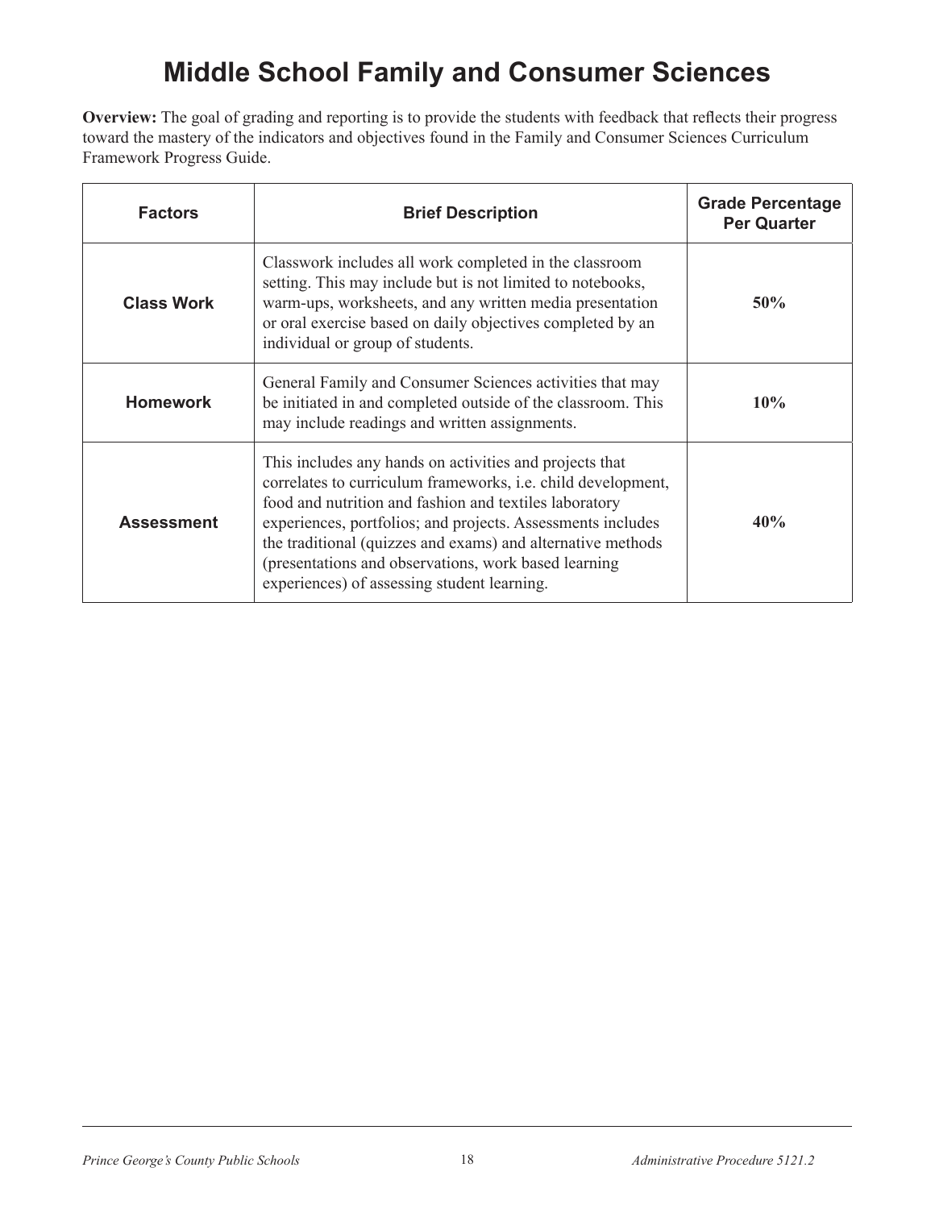# Middle School Family and Consumer Sciences

**Overview:** The goal of grading and reporting is to provide the students with feedback that reflects their progress toward the mastery of the indicators and objectives found in the Family and Consumer Sciences Curriculum Framework Progress Guide.

| Factors | Brief Description | Grade Percentage Per Quarter |
|---|---|---|
| **Class Work** | Classwork includes all work completed in the classroom setting. This may include but is not limited to notebooks, warm-ups, worksheets, and any written media presentation or oral exercise based on daily objectives completed by an individual or group of students. | **50%** |
| **Homework** | General Family and Consumer Sciences activities that may be initiated in and completed outside of the classroom. This may include readings and written assignments. | **10%** |
| **Assessment** | This includes any hands on activities and projects that correlates to curriculum frameworks, i.e. child development, food and nutrition and fashion and textiles laboratory experiences, portfolios; and projects. Assessments includes the traditional (quizzes and exams) and alternative methods (presentations and observations, work based learning experiences) of assessing student learning. | **40%** |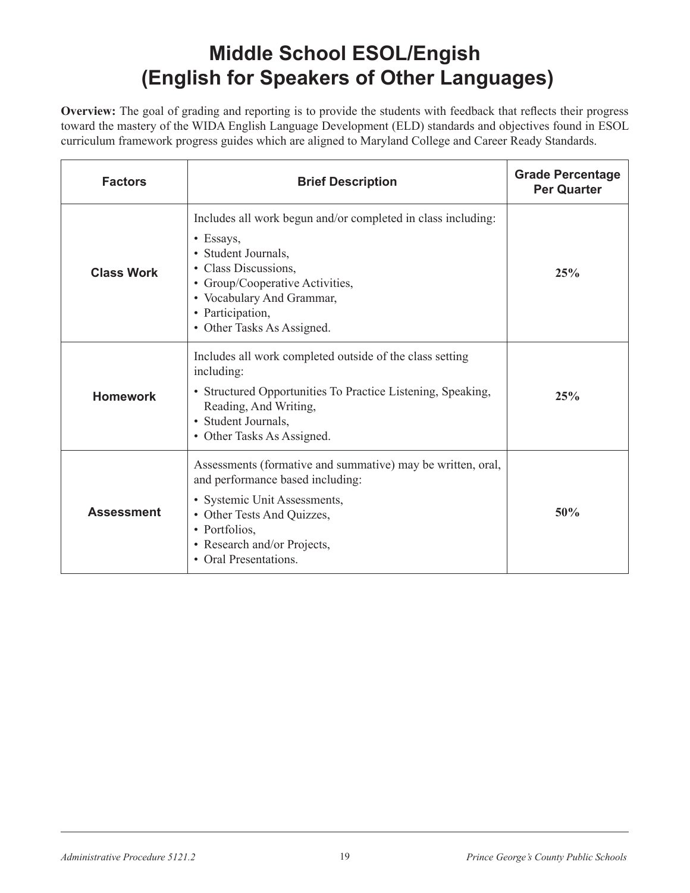# Middle School ESOL/Engish (English for Speakers of Other Languages)

**Overview:** The goal of grading and reporting is to provide the students with feedback that reflects their progress toward the mastery of the WIDA English Language Development (ELD) standards and objectives found in ESOL curriculum framework progress guides which are aligned to Maryland College and Career Ready Standards.

| Factors | Brief Description | Grade Percentage Per Quarter |
|---|---|---|
| **Class Work** | Includes all work begun and/or completed in class including:<br>• Essays,<br>• Student Journals,<br>• Class Discussions,<br>• Group/Cooperative Activities,<br>• Vocabulary And Grammar,<br>• Participation,<br>• Other Tasks As Assigned. | **25%** |
| **Homework** | Includes all work completed outside of the class setting including:<br>• Structured Opportunities To Practice Listening, Speaking, Reading, And Writing,<br>• Student Journals,<br>• Other Tasks As Assigned. | **25%** |
| **Assessment** | Assessments (formative and summative) may be written, oral, and performance based including:<br>• Systemic Unit Assessments,<br>• Other Tests And Quizzes,<br>• Portfolios,<br>• Research and/or Projects,<br>• Oral Presentations. | **50%** |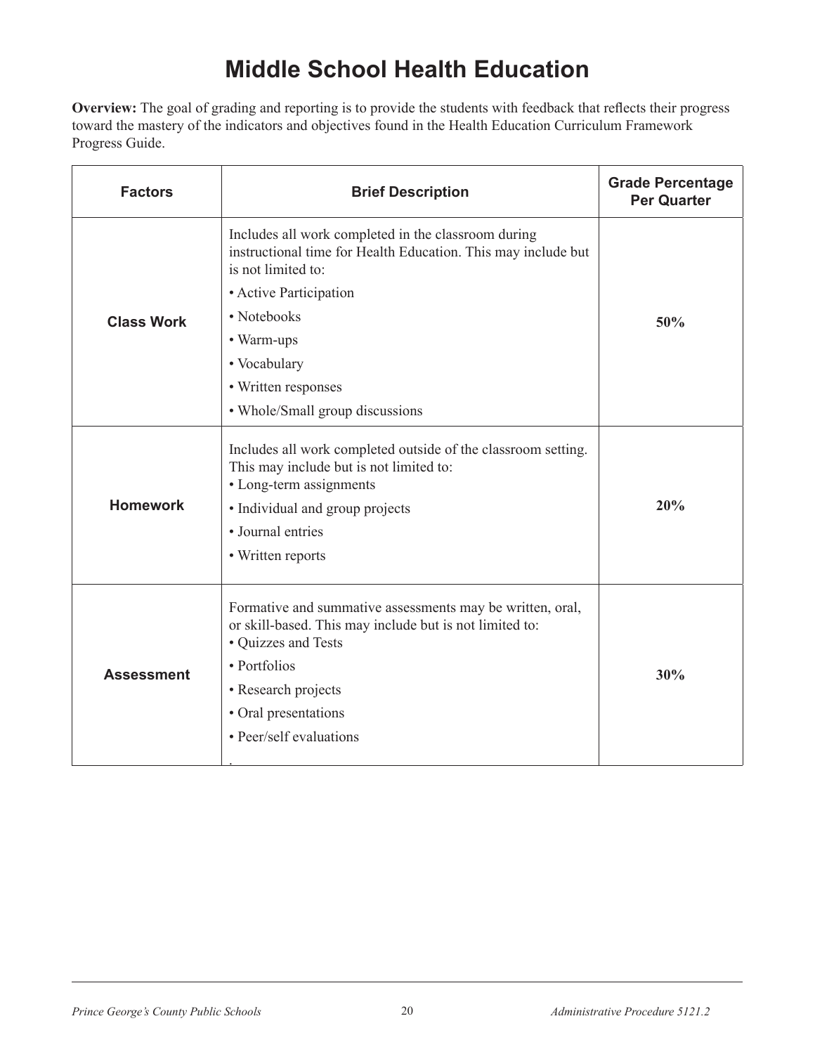# Middle School Health Education

**Overview:** The goal of grading and reporting is to provide the students with feedback that reflects their progress toward the mastery of the indicators and objectives found in the Health Education Curriculum Framework Progress Guide.

| Factors | Brief Description | Grade Percentage Per Quarter |
|---|---|---|
| **Class Work** | Includes all work completed in the classroom during instructional time for Health Education. This may include but is not limited to: <br>• Active Participation <br>• Notebooks <br>• Warm-ups <br>• Vocabulary <br>• Written responses <br>• Whole/Small group discussions | **50%** |
| **Homework** | Includes all work completed outside of the classroom setting. This may include but is not limited to: <br>• Long-term assignments <br>• Individual and group projects <br>• Journal entries <br>• Written reports | **20%** |
| **Assessment** | Formative and summative assessments may be written, oral, or skill-based. This may include but is not limited to: <br>• Quizzes and Tests <br>• Portfolios <br>• Research projects <br>• Oral presentations <br>• Peer/self evaluations | **30%** |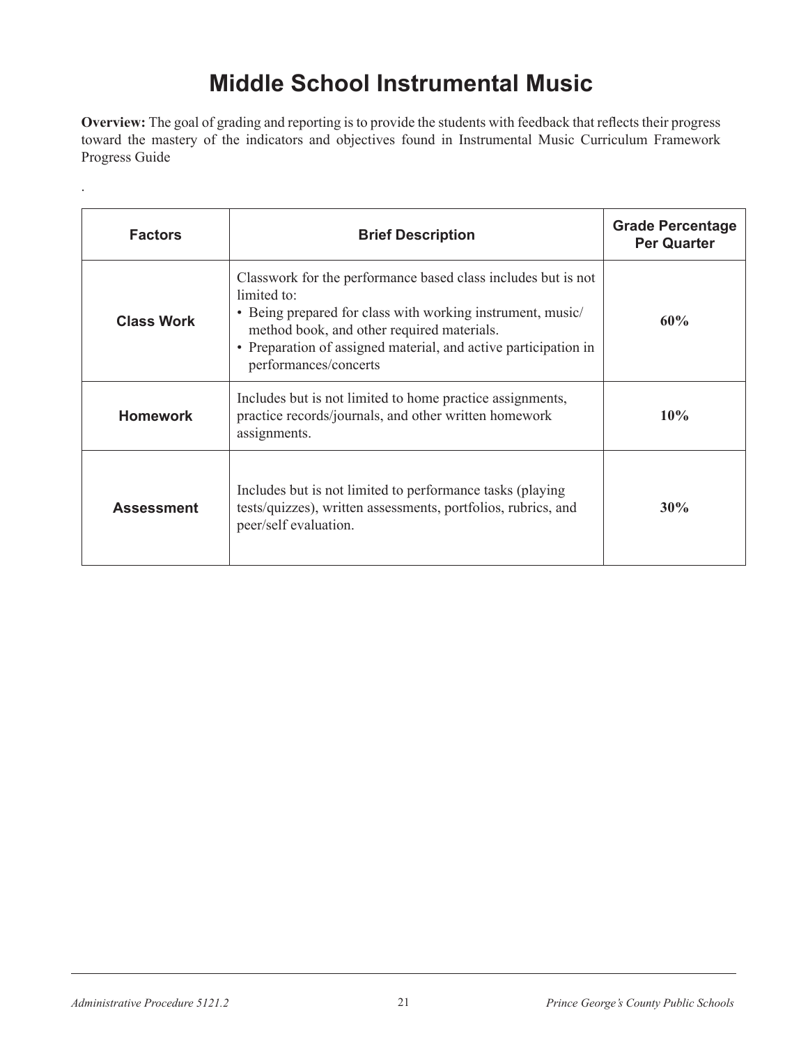# Middle School Instrumental Music

**Overview:** The goal of grading and reporting is to provide the students with feedback that reflects their progress toward the mastery of the indicators and objectives found in Instrumental Music Curriculum Framework Progress Guide

.

| Factors | Brief Description | Grade Percentage Per Quarter |
|---|---|---|
| **Class Work** | Classwork for the performance based class includes but is not limited to:<br>• Being prepared for class with working instrument, music/ method book, and other required materials.<br>• Preparation of assigned material, and active participation in performances/concerts | **60%** |
| **Homework** | Includes but is not limited to home practice assignments, practice records/journals, and other written homework assignments. | **10%** |
| **Assessment** | Includes but is not limited to performance tasks (playing tests/quizzes), written assessments, portfolios, rubrics, and peer/self evaluation. | **30%** |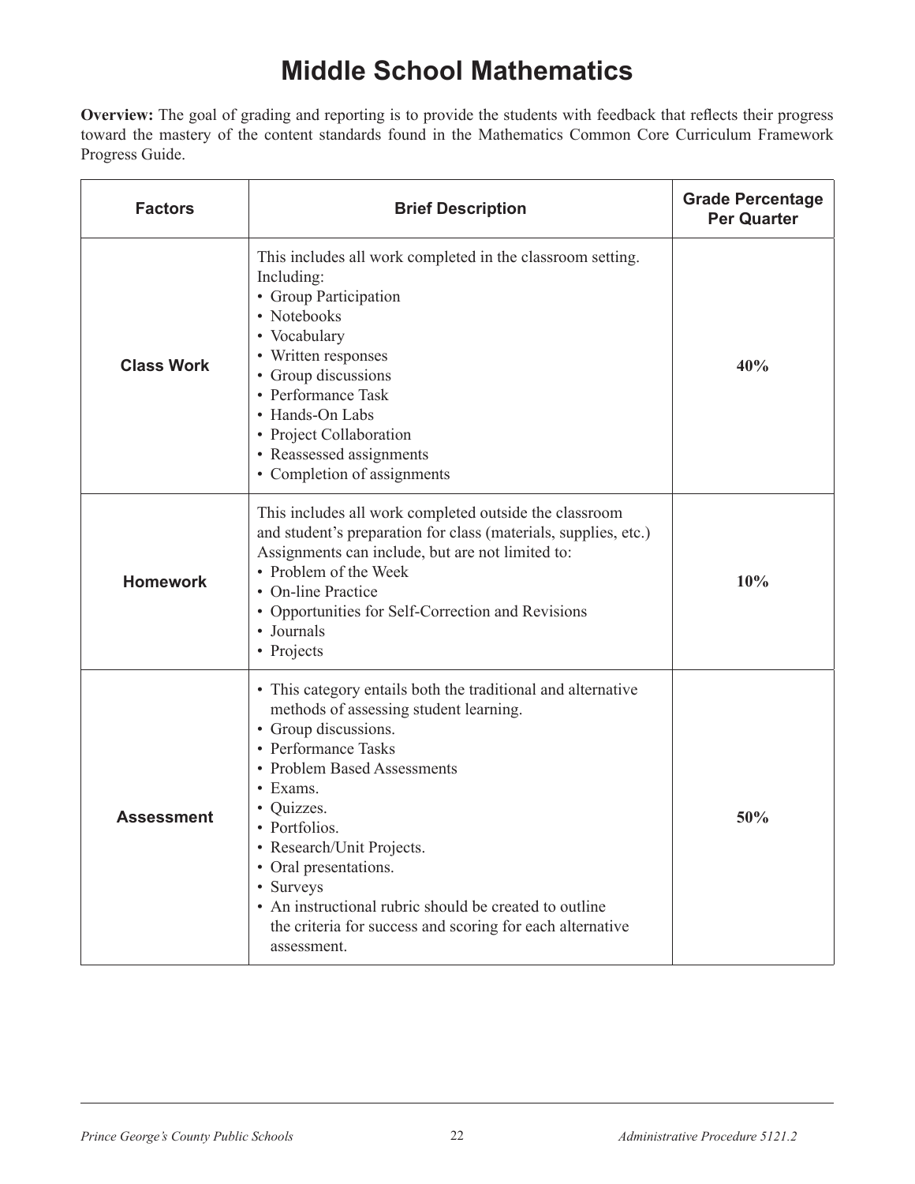# Middle School Mathematics

**Overview:** The goal of grading and reporting is to provide the students with feedback that reflects their progress toward the mastery of the content standards found in the Mathematics Common Core Curriculum Framework Progress Guide.

| Factors | Brief Description | Grade Percentage Per Quarter |
|---|---|---|
| **Class Work** | This includes all work completed in the classroom setting. Including:<br>• Group Participation<br>• Notebooks<br>• Vocabulary<br>• Written responses<br>• Group discussions<br>• Performance Task<br>• Hands-On Labs<br>• Project Collaboration<br>• Reassessed assignments<br>• Completion of assignments | **40%** |
| **Homework** | This includes all work completed outside the classroom and student's preparation for class (materials, supplies, etc.) Assignments can include, but are not limited to:<br>• Problem of the Week<br>• On-line Practice<br>• Opportunities for Self-Correction and Revisions<br>• Journals<br>• Projects | **10%** |
| **Assessment** | • This category entails both the traditional and alternative methods of assessing student learning.<br>• Group discussions.<br>• Performance Tasks<br>• Problem Based Assessments<br>• Exams.<br>• Quizzes.<br>• Portfolios.<br>• Research/Unit Projects.<br>• Oral presentations.<br>• Surveys<br>• An instructional rubric should be created to outline the criteria for success and scoring for each alternative assessment. | **50%** |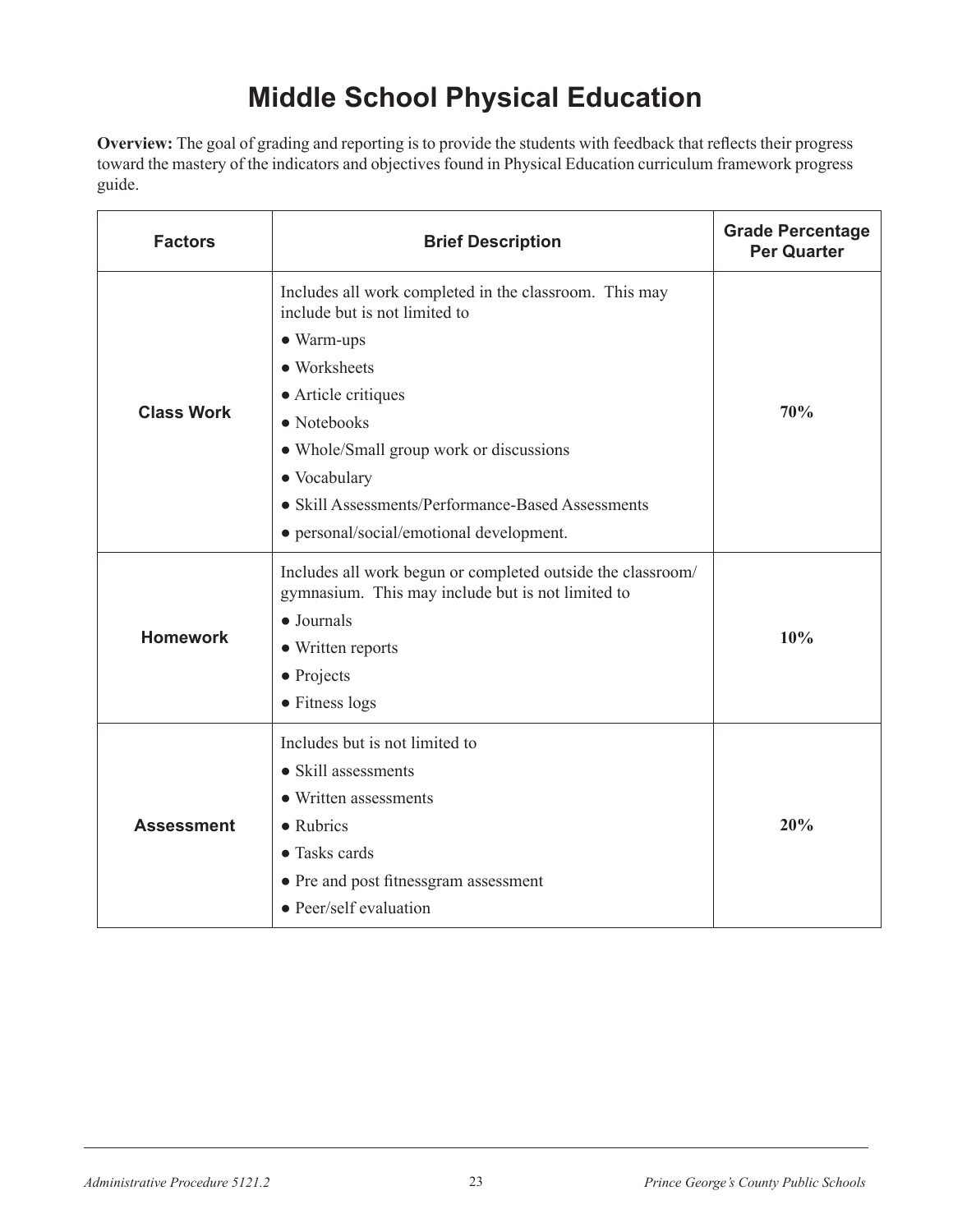# Middle School Physical Education

**Overview:** The goal of grading and reporting is to provide the students with feedback that reflects their progress toward the mastery of the indicators and objectives found in Physical Education curriculum framework progress guide.

| Factors | Brief Description | Grade Percentage Per Quarter |
|---|---|---|
| **Class Work** | Includes all work completed in the classroom. This may include but is not limited to<br>● Warm-ups<br>● Worksheets<br>● Article critiques<br>● Notebooks<br>● Whole/Small group work or discussions<br>● Vocabulary<br>● Skill Assessments/Performance-Based Assessments<br>● personal/social/emotional development. | **70%** |
| **Homework** | Includes all work begun or completed outside the classroom/ gymnasium. This may include but is not limited to<br>● Journals<br>● Written reports<br>● Projects<br>● Fitness logs | **10%** |
| **Assessment** | Includes but is not limited to<br>● Skill assessments<br>● Written assessments<br>● Rubrics<br>● Tasks cards<br>● Pre and post fitnessgram assessment<br>● Peer/self evaluation | **20%** |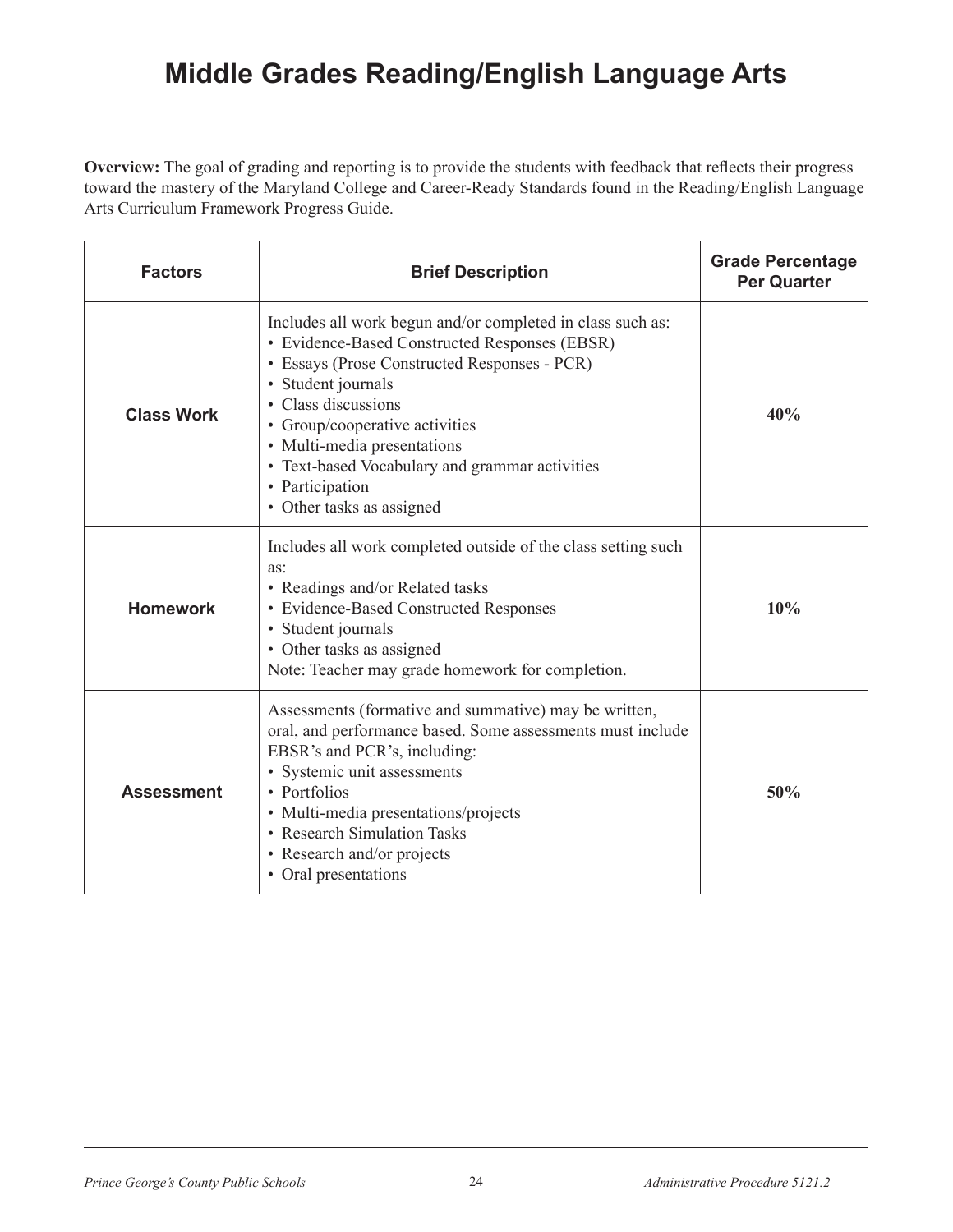# Middle Grades Reading/English Language Arts

**Overview:** The goal of grading and reporting is to provide the students with feedback that reflects their progress toward the mastery of the Maryland College and Career-Ready Standards found in the Reading/English Language Arts Curriculum Framework Progress Guide.

| Factors | Brief Description | Grade Percentage Per Quarter |
|---|---|---|
| **Class Work** | Includes all work begun and/or completed in class such as:<br>• Evidence-Based Constructed Responses (EBSR)<br>• Essays (Prose Constructed Responses - PCR)<br>• Student journals<br>• Class discussions<br>• Group/cooperative activities<br>• Multi-media presentations<br>• Text-based Vocabulary and grammar activities<br>• Participation<br>• Other tasks as assigned | **40%** |
| **Homework** | Includes all work completed outside of the class setting such as:<br>• Readings and/or Related tasks<br>• Evidence-Based Constructed Responses<br>• Student journals<br>• Other tasks as assigned<br>Note: Teacher may grade homework for completion. | **10%** |
| **Assessment** | Assessments (formative and summative) may be written, oral, and performance based. Some assessments must include EBSR's and PCR's, including:<br>• Systemic unit assessments<br>• Portfolios<br>• Multi-media presentations/projects<br>• Research Simulation Tasks<br>• Research and/or projects<br>• Oral presentations | **50%** |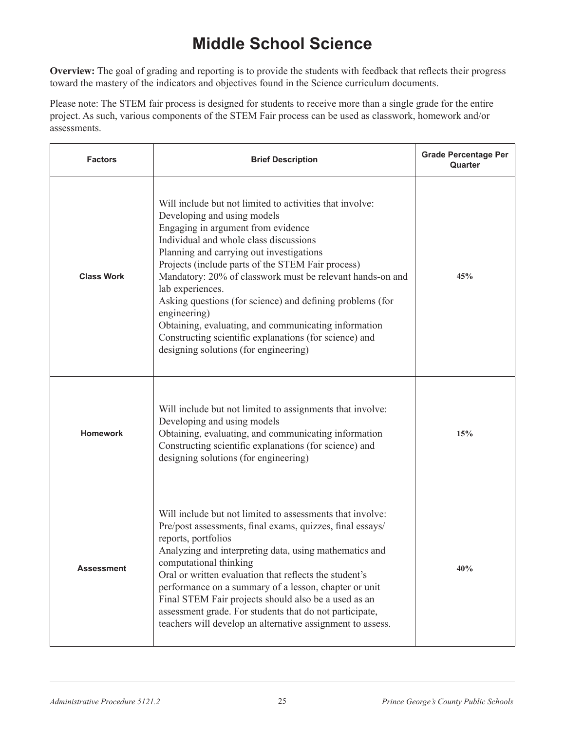# Middle School Science

**Overview:** The goal of grading and reporting is to provide the students with feedback that reflects their progress toward the mastery of the indicators and objectives found in the Science curriculum documents.

Please note: The STEM fair process is designed for students to receive more than a single grade for the entire project. As such, various components of the STEM Fair process can be used as classwork, homework and/or assessments.

| Factors | Brief Description | Grade Percentage Per Quarter |
|---|---|---|
| **Class Work** | Will include but not limited to activities that involve:<br>Developing and using models<br>Engaging in argument from evidence<br>Individual and whole class discussions<br>Planning and carrying out investigations<br>Projects (include parts of the STEM Fair process)<br>Mandatory: 20% of classwork must be relevant hands-on and lab experiences.<br>Asking questions (for science) and defining problems (for engineering)<br>Obtaining, evaluating, and communicating information<br>Constructing scientific explanations (for science) and designing solutions (for engineering) | **45%** |
| **Homework** | Will include but not limited to assignments that involve:<br>Developing and using models<br>Obtaining, evaluating, and communicating information<br>Constructing scientific explanations (for science) and designing solutions (for engineering) | **15%** |
| **Assessment** | Will include but not limited to assessments that involve:<br>Pre/post assessments, final exams, quizzes, final essays/reports, portfolios<br>Analyzing and interpreting data, using mathematics and computational thinking<br>Oral or written evaluation that reflects the student's performance on a summary of a lesson, chapter or unit<br>Final STEM Fair projects should also be a used as an assessment grade. For students that do not participate, teachers will develop an alternative assignment to assess. | **40%** |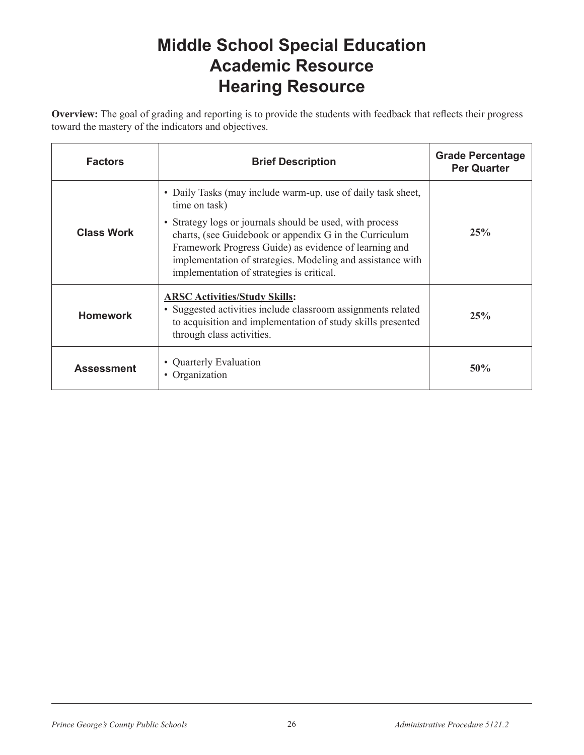# Middle School Special Education
# Academic Resource
# Hearing Resource

**Overview:** The goal of grading and reporting is to provide the students with feedback that reflects their progress toward the mastery of the indicators and objectives.

| Factors | Brief Description | Grade Percentage Per Quarter |
|---|---|---|
| **Class Work** | • Daily Tasks (may include warm-up, use of daily task sheet, time on task)<br>• Strategy logs or journals should be used, with process charts, (see Guidebook or appendix G in the Curriculum Framework Progress Guide) as evidence of learning and implementation of strategies. Modeling and assistance with implementation of strategies is critical. | **25%** |
| **Homework** | **ARSC Activities/Study Skills:**<br>• Suggested activities include classroom assignments related to acquisition and implementation of study skills presented through class activities. | **25%** |
| **Assessment** | • Quarterly Evaluation<br>• Organization | **50%** |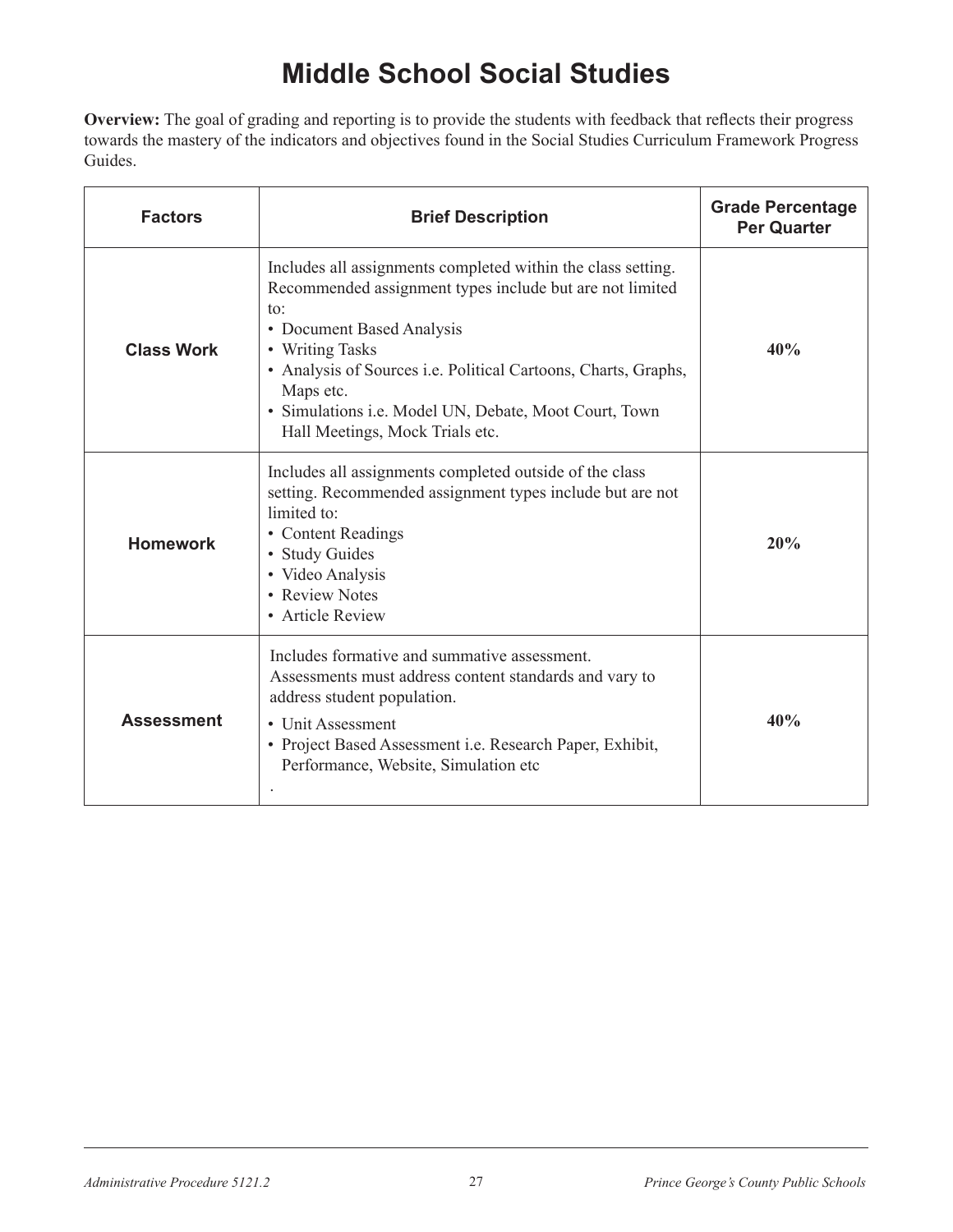# Middle School Social Studies

**Overview:** The goal of grading and reporting is to provide the students with feedback that reflects their progress towards the mastery of the indicators and objectives found in the Social Studies Curriculum Framework Progress Guides.

| Factors | Brief Description | Grade Percentage Per Quarter |
|---|---|---|
| **Class Work** | Includes all assignments completed within the class setting. Recommended assignment types include but are not limited to:<br>• Document Based Analysis<br>• Writing Tasks<br>• Analysis of Sources i.e. Political Cartoons, Charts, Graphs, Maps etc.<br>• Simulations i.e. Model UN, Debate, Moot Court, Town Hall Meetings, Mock Trials etc. | **40%** |
| **Homework** | Includes all assignments completed outside of the class setting. Recommended assignment types include but are not limited to:<br>• Content Readings<br>• Study Guides<br>• Video Analysis<br>• Review Notes<br>• Article Review | **20%** |
| **Assessment** | Includes formative and summative assessment. Assessments must address content standards and vary to address student population.<br>• Unit Assessment<br>• Project Based Assessment i.e. Research Paper, Exhibit, Performance, Website, Simulation etc<br>. | **40%** |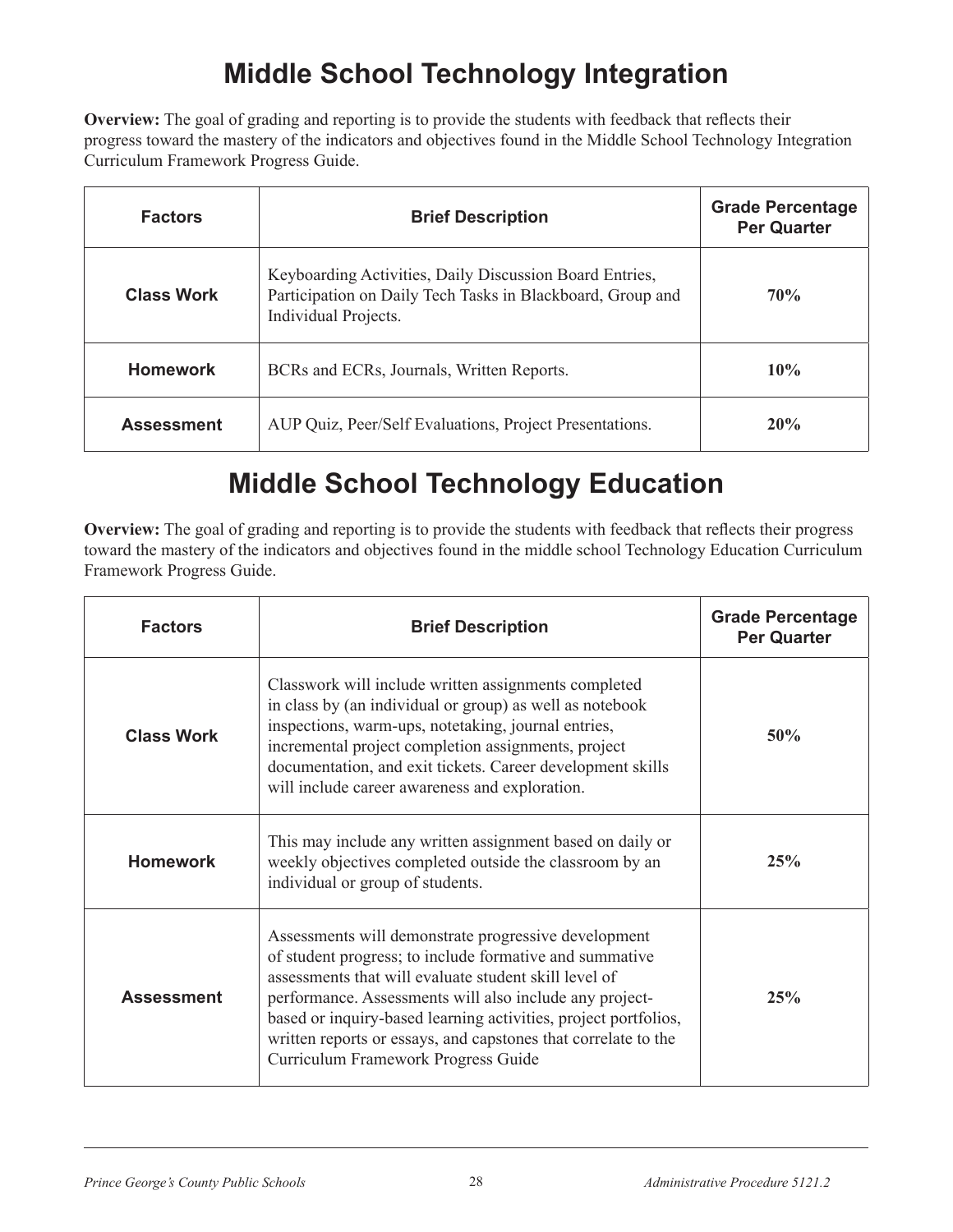# Middle School Technology Integration

**Overview:** The goal of grading and reporting is to provide the students with feedback that reflects their progress toward the mastery of the indicators and objectives found in the Middle School Technology Integration Curriculum Framework Progress Guide.

| Factors | Brief Description | Grade Percentage Per Quarter |
|---|---|---|
| **Class Work** | Keyboarding Activities, Daily Discussion Board Entries, Participation on Daily Tech Tasks in Blackboard, Group and Individual Projects. | **70%** |
| **Homework** | BCRs and ECRs, Journals, Written Reports. | **10%** |
| **Assessment** | AUP Quiz, Peer/Self Evaluations, Project Presentations. | **20%** |

# Middle School Technology Education

**Overview:** The goal of grading and reporting is to provide the students with feedback that reflects their progress toward the mastery of the indicators and objectives found in the middle school Technology Education Curriculum Framework Progress Guide.

| Factors | Brief Description | Grade Percentage Per Quarter |
|---|---|---|
| **Class Work** | Classwork will include written assignments completed in class by (an individual or group) as well as notebook inspections, warm-ups, notetaking, journal entries, incremental project completion assignments, project documentation, and exit tickets. Career development skills will include career awareness and exploration. | **50%** |
| **Homework** | This may include any written assignment based on daily or weekly objectives completed outside the classroom by an individual or group of students. | **25%** |
| **Assessment** | Assessments will demonstrate progressive development of student progress; to include formative and summative assessments that will evaluate student skill level of performance. Assessments will also include any project-based or inquiry-based learning activities, project portfolios, written reports or essays, and capstones that correlate to the Curriculum Framework Progress Guide | **25%** |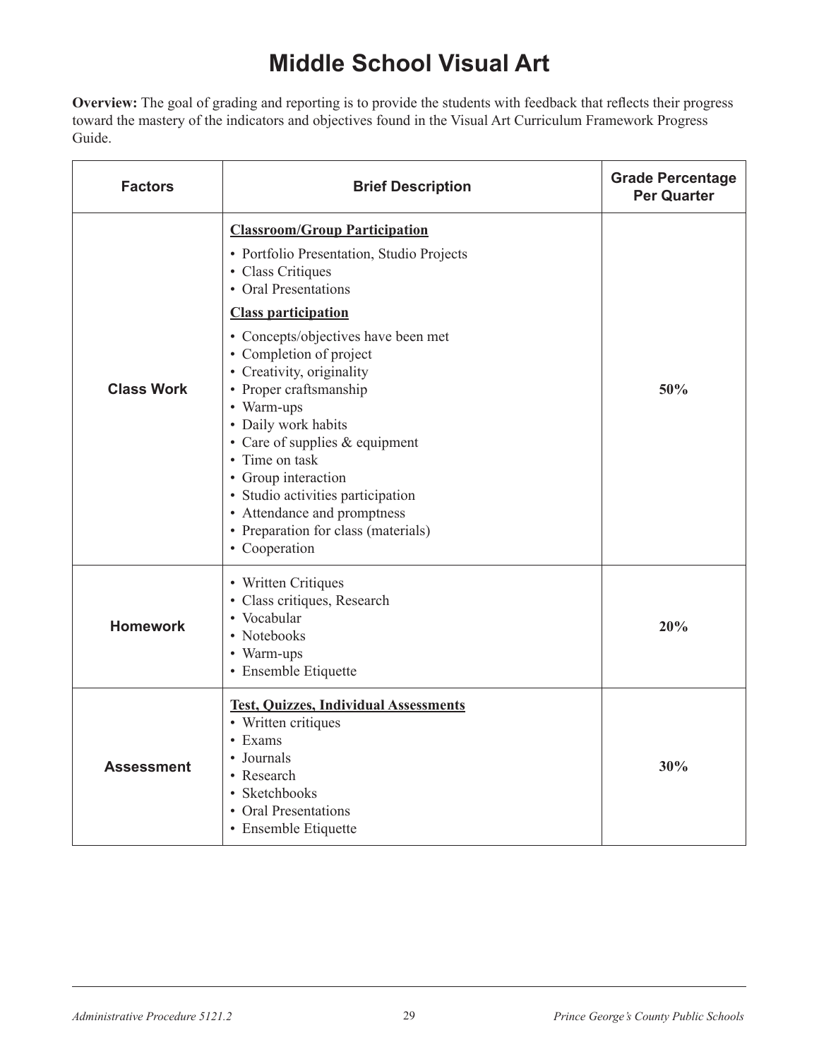# Middle School Visual Art

**Overview:** The goal of grading and reporting is to provide the students with feedback that reflects their progress toward the mastery of the indicators and objectives found in the Visual Art Curriculum Framework Progress Guide.

| Factors | Brief Description | Grade Percentage Per Quarter |
|---|---|---|
| **Class Work** | **Classroom/Group Participation**<br>• Portfolio Presentation, Studio Projects<br>• Class Critiques<br>• Oral Presentations<br>**Class participation**<br>• Concepts/objectives have been met<br>• Completion of project<br>• Creativity, originality<br>• Proper craftsmanship<br>• Warm-ups<br>• Daily work habits<br>• Care of supplies & equipment<br>• Time on task<br>• Group interaction<br>• Studio activities participation<br>• Attendance and promptness<br>• Preparation for class (materials)<br>• Cooperation | **50%** |
| **Homework** | • Written Critiques<br>• Class critiques, Research<br>• Vocabular<br>• Notebooks<br>• Warm-ups<br>• Ensemble Etiquette | **20%** |
| **Assessment** | **Test, Quizzes, Individual Assessments**<br>• Written critiques<br>• Exams<br>• Journals<br>• Research<br>• Sketchbooks<br>• Oral Presentations<br>• Ensemble Etiquette | **30%** |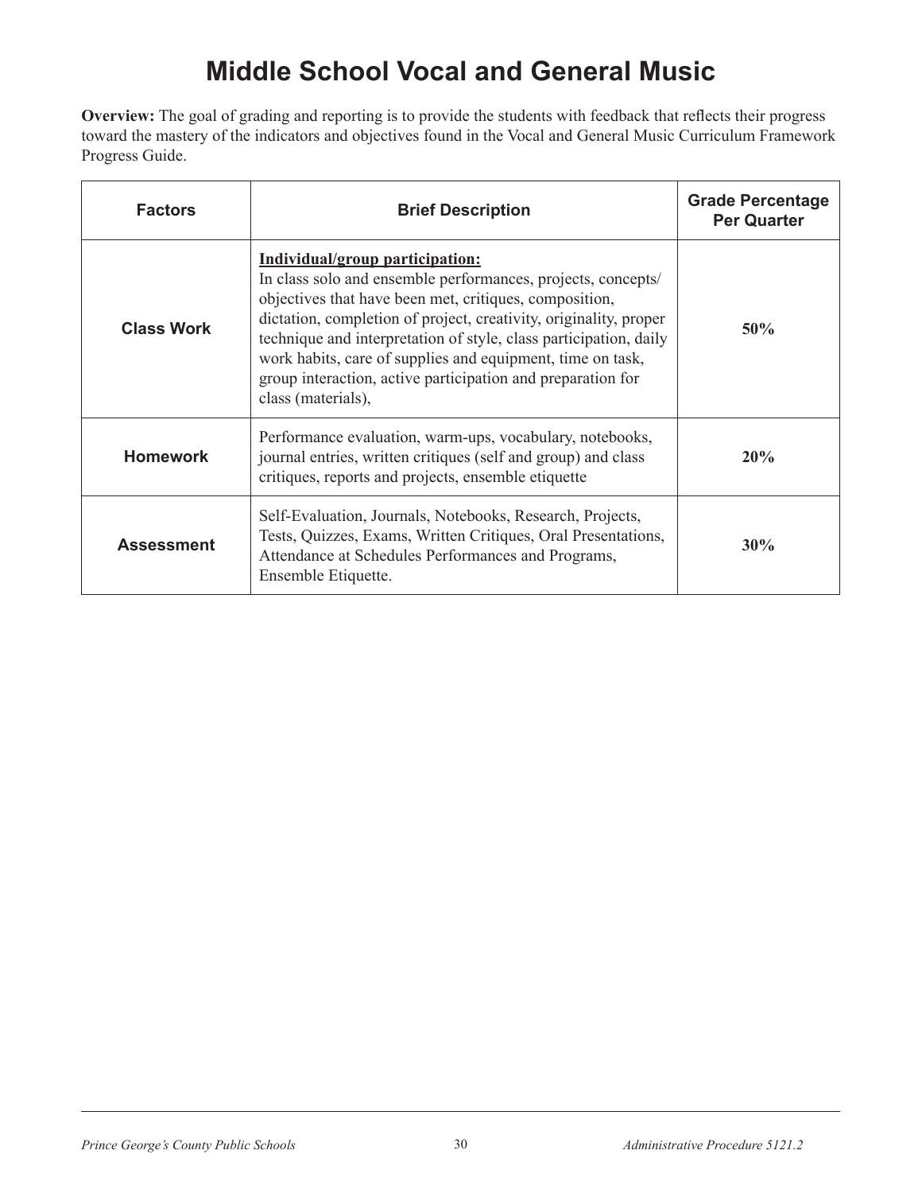# Middle School Vocal and General Music

**Overview:** The goal of grading and reporting is to provide the students with feedback that reflects their progress toward the mastery of the indicators and objectives found in the Vocal and General Music Curriculum Framework Progress Guide.

| Factors | Brief Description | Grade Percentage Per Quarter |
| --- | --- | --- |
| **Class Work** | **Individual/group participation:** In class solo and ensemble performances, projects, concepts/ objectives that have been met, critiques, composition, dictation, completion of project, creativity, originality, proper technique and interpretation of style, class participation, daily work habits, care of supplies and equipment, time on task, group interaction, active participation and preparation for class (materials), | **50%** |
| **Homework** | Performance evaluation, warm-ups, vocabulary, notebooks, journal entries, written critiques (self and group) and class critiques, reports and projects, ensemble etiquette | **20%** |
| **Assessment** | Self-Evaluation, Journals, Notebooks, Research, Projects, Tests, Quizzes, Exams, Written Critiques, Oral Presentations, Attendance at Schedules Performances and Programs, Ensemble Etiquette. | **30%** |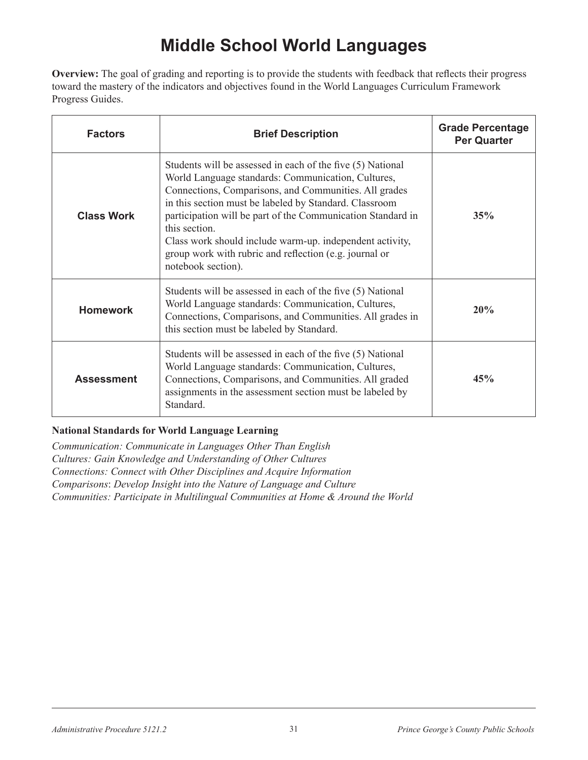# Middle School World Languages

**Overview:** The goal of grading and reporting is to provide the students with feedback that reflects their progress toward the mastery of the indicators and objectives found in the World Languages Curriculum Framework Progress Guides.

| Factors | Brief Description | Grade Percentage Per Quarter |
|---|---|---|
| **Class Work** | Students will be assessed in each of the five (5) National World Language standards: Communication, Cultures, Connections, Comparisons, and Communities. All grades in this section must be labeled by Standard. Classroom participation will be part of the Communication Standard in this section.<br>Class work should include warm-up. independent activity, group work with rubric and reflection (e.g. journal or notebook section). | **35%** |
| **Homework** | Students will be assessed in each of the five (5) National World Language standards: Communication, Cultures, Connections, Comparisons, and Communities. All grades in this section must be labeled by Standard. | **20%** |
| **Assessment** | Students will be assessed in each of the five (5) National World Language standards: Communication, Cultures, Connections, Comparisons, and Communities. All graded assignments in the assessment section must be labeled by Standard. | **45%** |

**National Standards for World Language Learning**

*Communication: Communicate in Languages Other Than English*
*Cultures: Gain Knowledge and Understanding of Other Cultures*
*Connections: Connect with Other Disciplines and Acquire Information*
*Comparisons: Develop Insight into the Nature of Language and Culture*
*Communities: Participate in Multilingual Communities at Home & Around the World*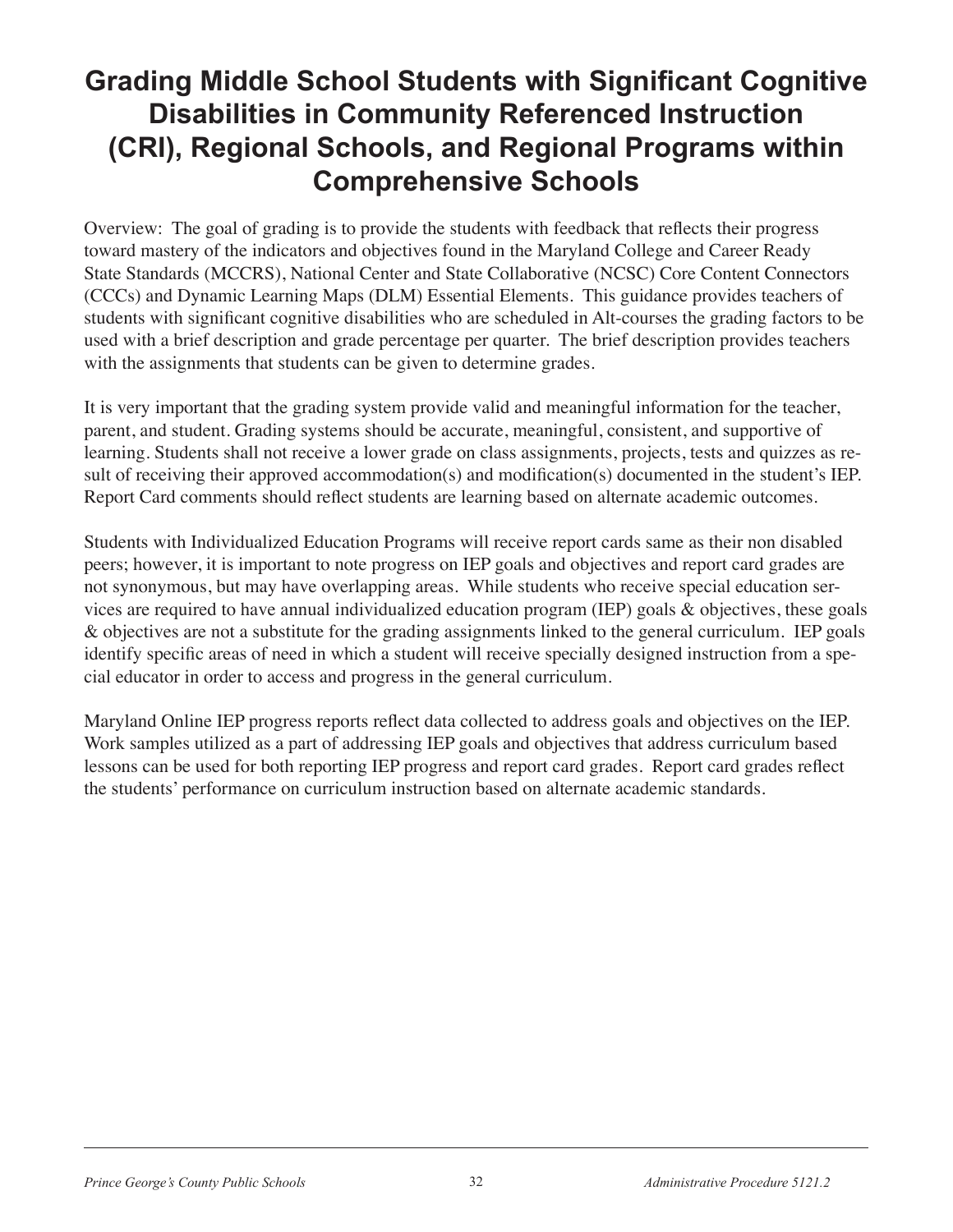# Grading Middle School Students with Significant Cognitive Disabilities in Community Referenced Instruction (CRI), Regional Schools, and Regional Programs within Comprehensive Schools

Overview: The goal of grading is to provide the students with feedback that reflects their progress toward mastery of the indicators and objectives found in the Maryland College and Career Ready State Standards (MCCRS), National Center and State Collaborative (NCSC) Core Content Connectors (CCCs) and Dynamic Learning Maps (DLM) Essential Elements. This guidance provides teachers of students with significant cognitive disabilities who are scheduled in Alt-courses the grading factors to be used with a brief description and grade percentage per quarter. The brief description provides teachers with the assignments that students can be given to determine grades.

It is very important that the grading system provide valid and meaningful information for the teacher, parent, and student. Grading systems should be accurate, meaningful, consistent, and supportive of learning. Students shall not receive a lower grade on class assignments, projects, tests and quizzes as result of receiving their approved accommodation(s) and modification(s) documented in the student's IEP. Report Card comments should reflect students are learning based on alternate academic outcomes.

Students with Individualized Education Programs will receive report cards same as their non disabled peers; however, it is important to note progress on IEP goals and objectives and report card grades are not synonymous, but may have overlapping areas. While students who receive special education services are required to have annual individualized education program (IEP) goals & objectives, these goals & objectives are not a substitute for the grading assignments linked to the general curriculum. IEP goals identify specific areas of need in which a student will receive specially designed instruction from a special educator in order to access and progress in the general curriculum.

Maryland Online IEP progress reports reflect data collected to address goals and objectives on the IEP. Work samples utilized as a part of addressing IEP goals and objectives that address curriculum based lessons can be used for both reporting IEP progress and report card grades. Report card grades reflect the students' performance on curriculum instruction based on alternate academic standards.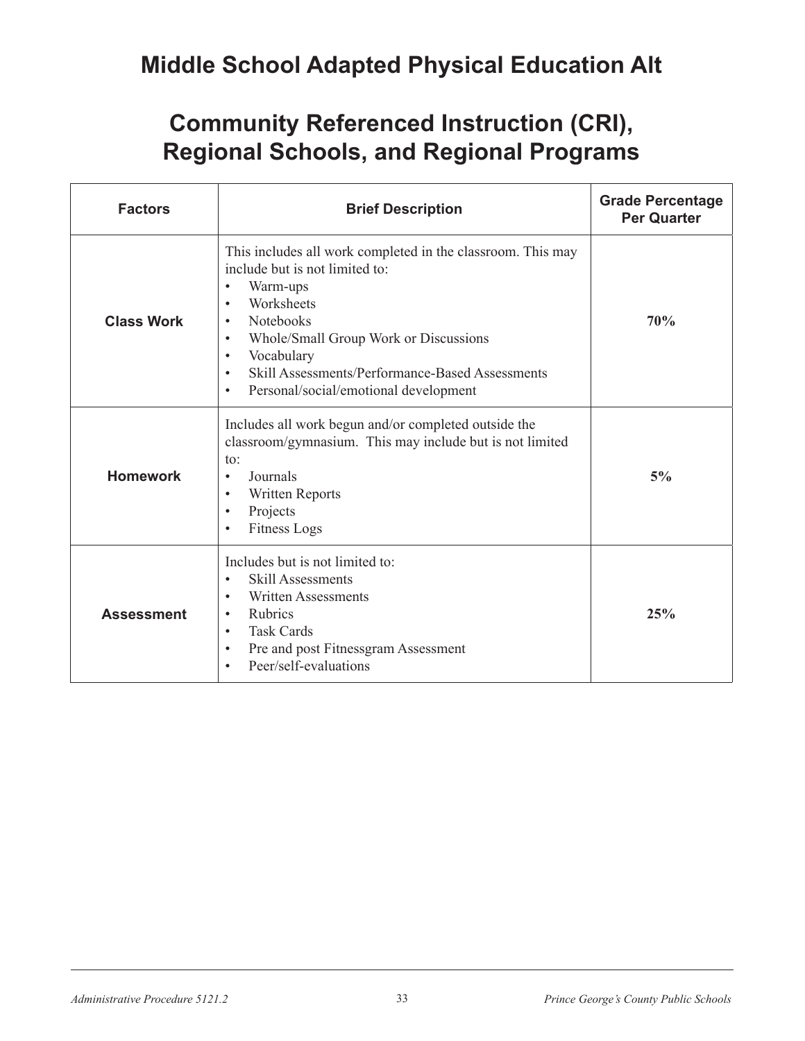# Middle School Adapted Physical Education Alt

# Community Referenced Instruction (CRI), Regional Schools, and Regional Programs

| Factors | Brief Description | Grade Percentage Per Quarter |
|---|---|---|
| **Class Work** | This includes all work completed in the classroom. This may include but is not limited to:<br>• Warm-ups<br>• Worksheets<br>• Notebooks<br>• Whole/Small Group Work or Discussions<br>• Vocabulary<br>• Skill Assessments/Performance-Based Assessments<br>• Personal/social/emotional development | **70%** |
| **Homework** | Includes all work begun and/or completed outside the classroom/gymnasium. This may include but is not limited to:<br>• Journals<br>• Written Reports<br>• Projects<br>• Fitness Logs | **5%** |
| **Assessment** | Includes but is not limited to:<br>• Skill Assessments<br>• Written Assessments<br>• Rubrics<br>• Task Cards<br>• Pre and post Fitnessgram Assessment<br>• Peer/self-evaluations | **25%** |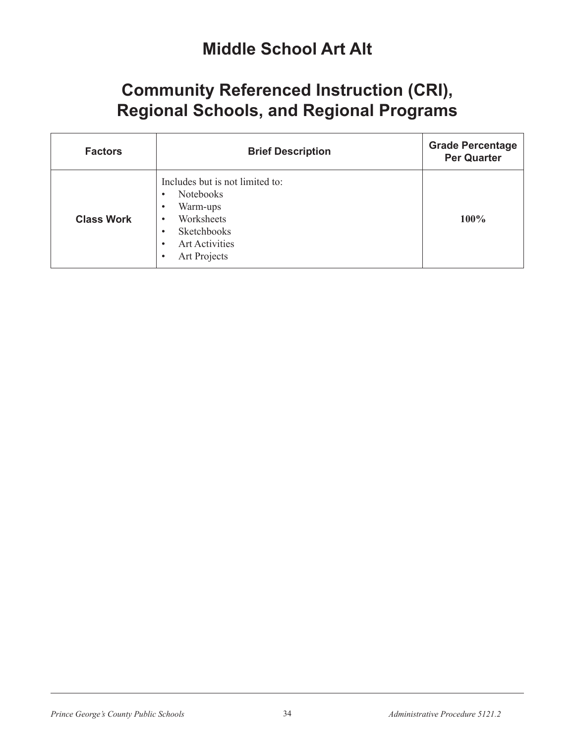# Middle School Art Alt

## Community Referenced Instruction (CRI), Regional Schools, and Regional Programs

| Factors | Brief Description | Grade Percentage Per Quarter |
|---|---|---|
| **Class Work** | Includes but is not limited to:<br>• Notebooks<br>• Warm-ups<br>• Worksheets<br>• Sketchbooks<br>• Art Activities<br>• Art Projects | **100%** |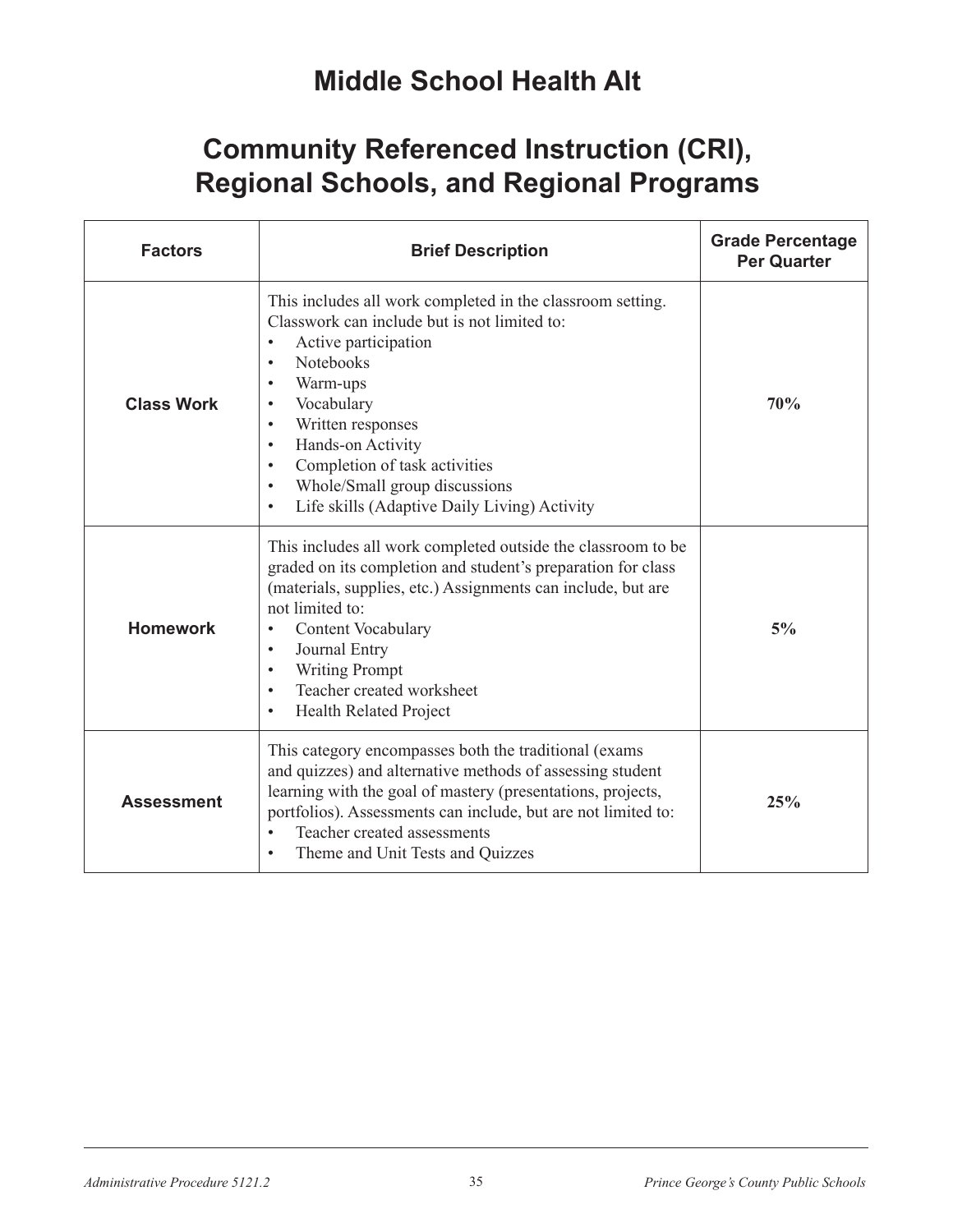# Middle School Health Alt

# Community Referenced Instruction (CRI), Regional Schools, and Regional Programs

| Factors | Brief Description | Grade Percentage Per Quarter |
|---|---|---|
| **Class Work** | This includes all work completed in the classroom setting. Classwork can include but is not limited to:<br>• Active participation<br>• Notebooks<br>• Warm-ups<br>• Vocabulary<br>• Written responses<br>• Hands-on Activity<br>• Completion of task activities<br>• Whole/Small group discussions<br>• Life skills (Adaptive Daily Living) Activity | **70%** |
| **Homework** | This includes all work completed outside the classroom to be graded on its completion and student's preparation for class (materials, supplies, etc.) Assignments can include, but are not limited to:<br>• Content Vocabulary<br>• Journal Entry<br>• Writing Prompt<br>• Teacher created worksheet<br>• Health Related Project | **5%** |
| **Assessment** | This category encompasses both the traditional (exams and quizzes) and alternative methods of assessing student learning with the goal of mastery (presentations, projects, portfolios). Assessments can include, but are not limited to:<br>• Teacher created assessments<br>• Theme and Unit Tests and Quizzes | **25%** |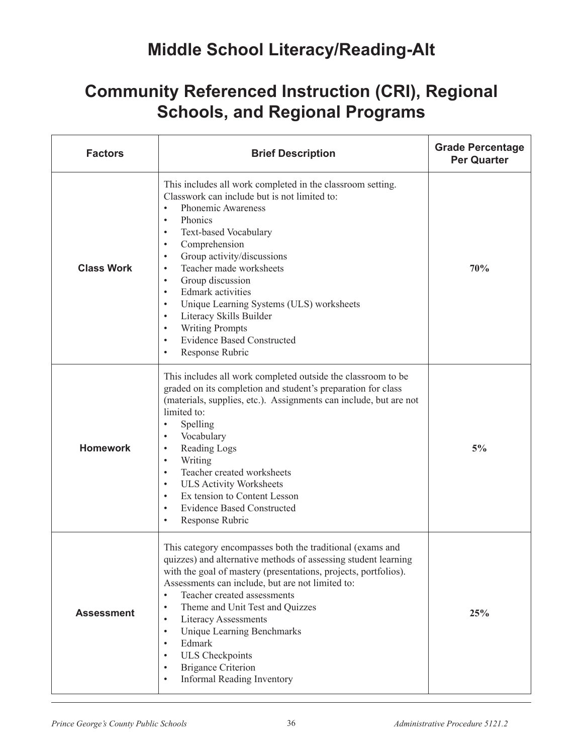# Middle School Literacy/Reading-Alt

## Community Referenced Instruction (CRI), Regional Schools, and Regional Programs

| Factors | Brief Description | Grade Percentage Per Quarter |
|---|---|---|
| **Class Work** | This includes all work completed in the classroom setting. Classwork can include but is not limited to:<br>• Phonemic Awareness<br>• Phonics<br>• Text-based Vocabulary<br>• Comprehension<br>• Group activity/discussions<br>• Teacher made worksheets<br>• Group discussion<br>• Edmark activities<br>• Unique Learning Systems (ULS) worksheets<br>• Literacy Skills Builder<br>• Writing Prompts<br>• Evidence Based Constructed<br>• Response Rubric | **70%** |
| **Homework** | This includes all work completed outside the classroom to be graded on its completion and student's preparation for class (materials, supplies, etc.). Assignments can include, but are not limited to:<br>• Spelling<br>• Vocabulary<br>• Reading Logs<br>• Writing<br>• Teacher created worksheets<br>• ULS Activity Worksheets<br>• Ex tension to Content Lesson<br>• Evidence Based Constructed<br>• Response Rubric | **5%** |
| **Assessment** | This category encompasses both the traditional (exams and quizzes) and alternative methods of assessing student learning with the goal of mastery (presentations, projects, portfolios). Assessments can include, but are not limited to:<br>• Teacher created assessments<br>• Theme and Unit Test and Quizzes<br>• Literacy Assessments<br>• Unique Learning Benchmarks<br>• Edmark<br>• ULS Checkpoints<br>• Brigance Criterion<br>• Informal Reading Inventory | **25%** |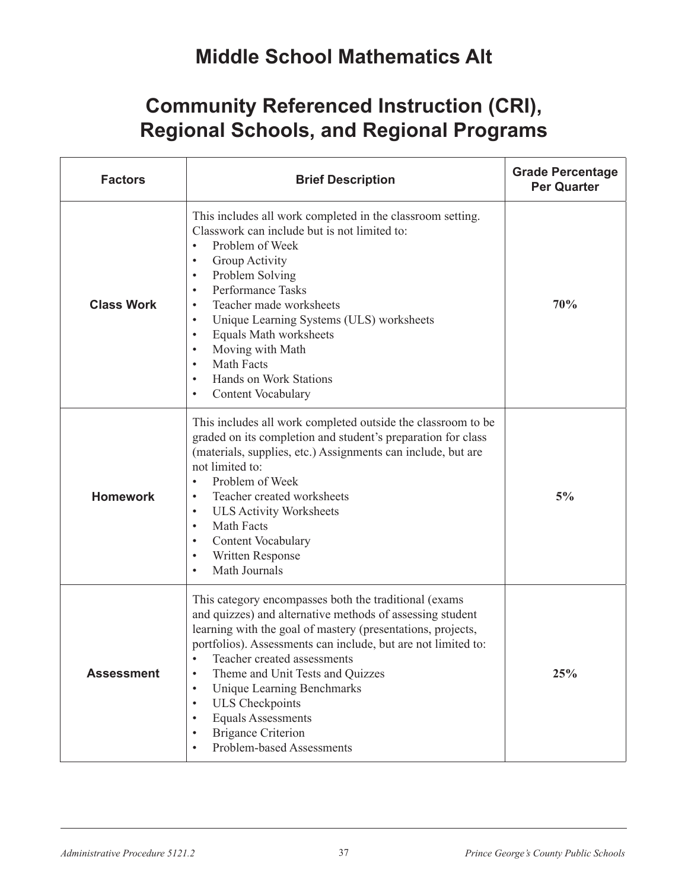# Middle School Mathematics Alt

# Community Referenced Instruction (CRI), Regional Schools, and Regional Programs

| Factors | Brief Description | Grade Percentage Per Quarter |
|---|---|---|
| **Class Work** | This includes all work completed in the classroom setting. Classwork can include but is not limited to:<br>• Problem of Week<br>• Group Activity<br>• Problem Solving<br>• Performance Tasks<br>• Teacher made worksheets<br>• Unique Learning Systems (ULS) worksheets<br>• Equals Math worksheets<br>• Moving with Math<br>• Math Facts<br>• Hands on Work Stations<br>• Content Vocabulary | **70%** |
| **Homework** | This includes all work completed outside the classroom to be graded on its completion and student's preparation for class (materials, supplies, etc.) Assignments can include, but are not limited to:<br>• Problem of Week<br>• Teacher created worksheets<br>• ULS Activity Worksheets<br>• Math Facts<br>• Content Vocabulary<br>• Written Response<br>• Math Journals | **5%** |
| **Assessment** | This category encompasses both the traditional (exams and quizzes) and alternative methods of assessing student learning with the goal of mastery (presentations, projects, portfolios). Assessments can include, but are not limited to:<br>• Teacher created assessments<br>• Theme and Unit Tests and Quizzes<br>• Unique Learning Benchmarks<br>• ULS Checkpoints<br>• Equals Assessments<br>• Brigance Criterion<br>• Problem-based Assessments | **25%** |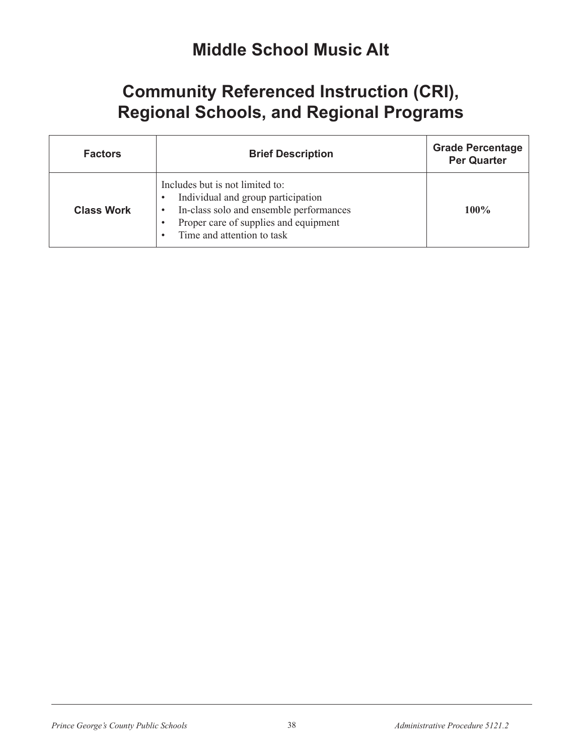# Middle School Music Alt

# Community Referenced Instruction (CRI), Regional Schools, and Regional Programs

| Factors | Brief Description | Grade Percentage Per Quarter |
|---|---|---|
| **Class Work** | Includes but is not limited to:<br>• Individual and group participation<br>• In-class solo and ensemble performances<br>• Proper care of supplies and equipment<br>• Time and attention to task | **100%** |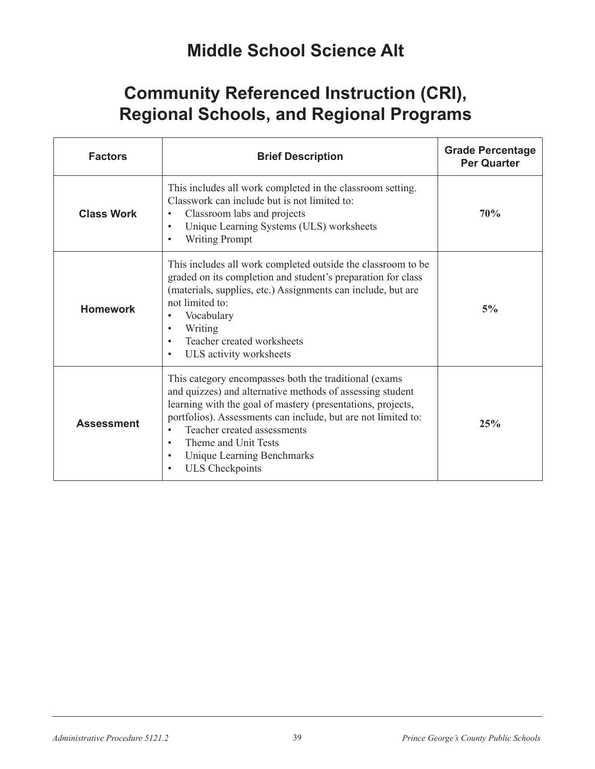# Middle School Science Alt

# Community Referenced Instruction (CRI), Regional Schools, and Regional Programs

| Factors | Brief Description | Grade Percentage Per Quarter |
|---|---|---|
| **Class Work** | This includes all work completed in the classroom setting. Classwork can include but is not limited to:<br>• Classroom labs and projects<br>• Unique Learning Systems (ULS) worksheets<br>• Writing Prompt | **70%** |
| **Homework** | This includes all work completed outside the classroom to be graded on its completion and student's preparation for class (materials, supplies, etc.) Assignments can include, but are not limited to:<br>• Vocabulary<br>• Writing<br>• Teacher created worksheets<br>• ULS activity worksheets | **5%** |
| **Assessment** | This category encompasses both the traditional (exams and quizzes) and alternative methods of assessing student learning with the goal of mastery (presentations, projects, portfolios). Assessments can include, but are not limited to:<br>• Teacher created assessments<br>• Theme and Unit Tests<br>• Unique Learning Benchmarks<br>• ULS Checkpoints | **25%** |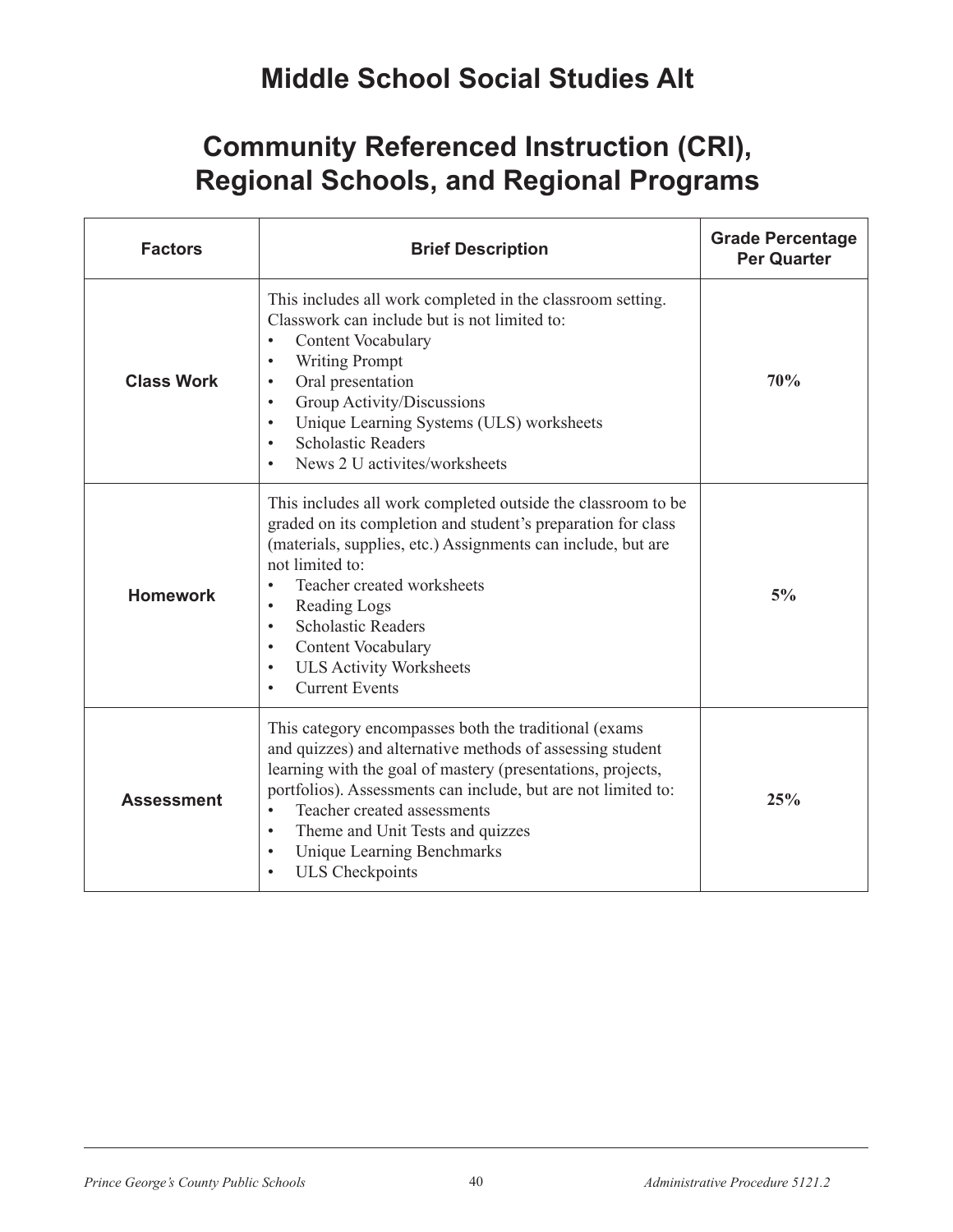# Middle School Social Studies Alt

# Community Referenced Instruction (CRI), Regional Schools, and Regional Programs

| Factors | Brief Description | Grade Percentage Per Quarter |
|---|---|---|
| **Class Work** | This includes all work completed in the classroom setting. Classwork can include but is not limited to:<br>• Content Vocabulary<br>• Writing Prompt<br>• Oral presentation<br>• Group Activity/Discussions<br>• Unique Learning Systems (ULS) worksheets<br>• Scholastic Readers<br>• News 2 U activites/worksheets | **70%** |
| **Homework** | This includes all work completed outside the classroom to be graded on its completion and student's preparation for class (materials, supplies, etc.) Assignments can include, but are not limited to:<br>• Teacher created worksheets<br>• Reading Logs<br>• Scholastic Readers<br>• Content Vocabulary<br>• ULS Activity Worksheets<br>• Current Events | **5%** |
| **Assessment** | This category encompasses both the traditional (exams and quizzes) and alternative methods of assessing student learning with the goal of mastery (presentations, projects, portfolios). Assessments can include, but are not limited to:<br>• Teacher created assessments<br>• Theme and Unit Tests and quizzes<br>• Unique Learning Benchmarks<br>• ULS Checkpoints | **25%** |